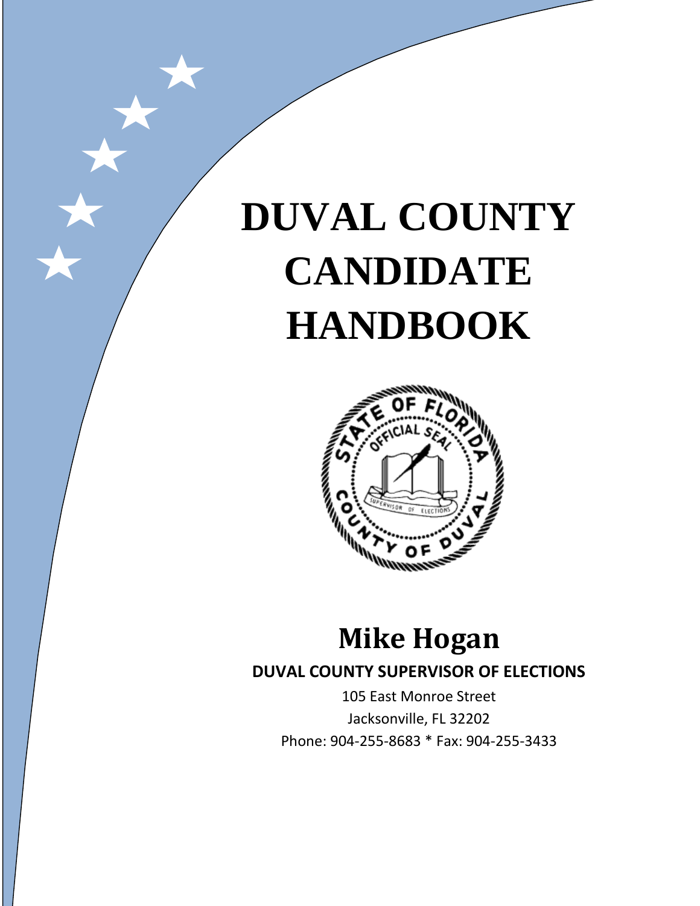# DUVAL COUNTY CANDIDATE HANDBOOK

## Mike Hogan

**DUVAL COUNTY SUPERVISOR OF ELECTIONS**

105 East Monroe Street

Jacksonville, FL 32202

Phone: 904-255-8683 * Fax: 904-255-3433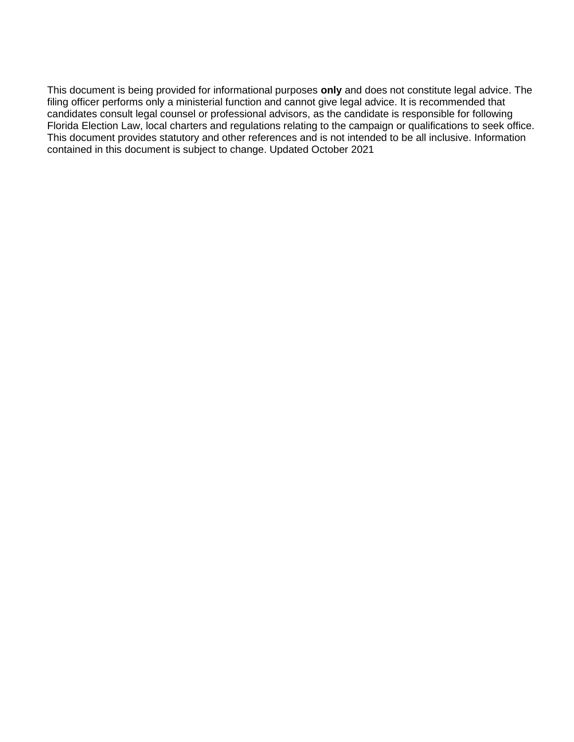This document is being provided for informational purposes **only** and does not constitute legal advice. The filing officer performs only a ministerial function and cannot give legal advice. It is recommended that candidates consult legal counsel or professional advisors, as the candidate is responsible for following Florida Election Law, local charters and regulations relating to the campaign or qualifications to seek office. This document provides statutory and other references and is not intended to be all inclusive. Information contained in this document is subject to change. Updated October 2021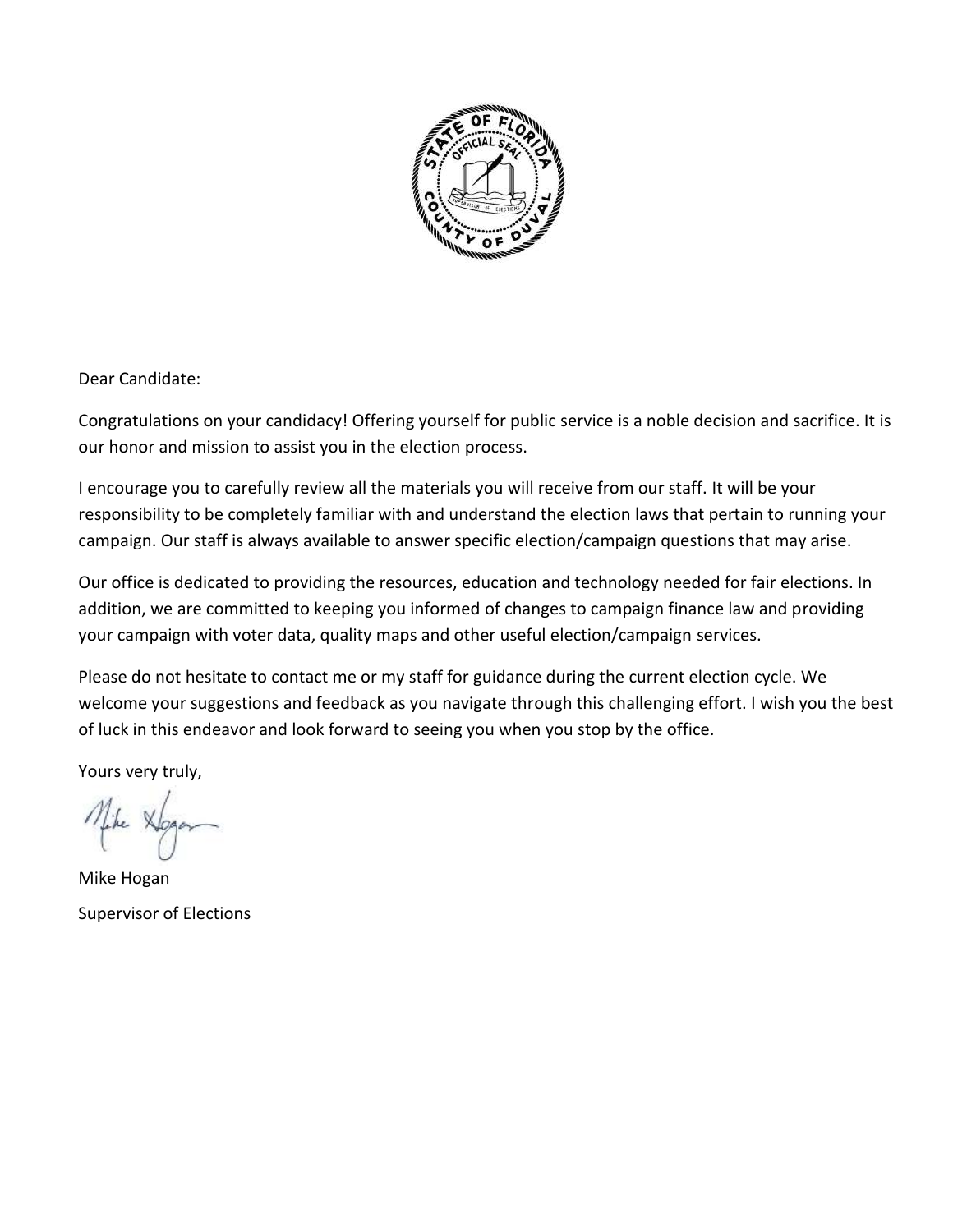Dear Candidate:

Congratulations on your candidacy! Offering yourself for public service is a noble decision and sacrifice. It is our honor and mission to assist you in the election process.

I encourage you to carefully review all the materials you will receive from our staff. It will be your responsibility to be completely familiar with and understand the election laws that pertain to running your campaign. Our staff is always available to answer specific election/campaign questions that may arise.

Our office is dedicated to providing the resources, education and technology needed for fair elections. In addition, we are committed to keeping you informed of changes to campaign finance law and providing your campaign with voter data, quality maps and other useful election/campaign services.

Please do not hesitate to contact me or my staff for guidance during the current election cycle. We welcome your suggestions and feedback as you navigate through this challenging effort. I wish you the best of luck in this endeavor and look forward to seeing you when you stop by the office.

Yours very truly,

Mike Hogan

Supervisor of Elections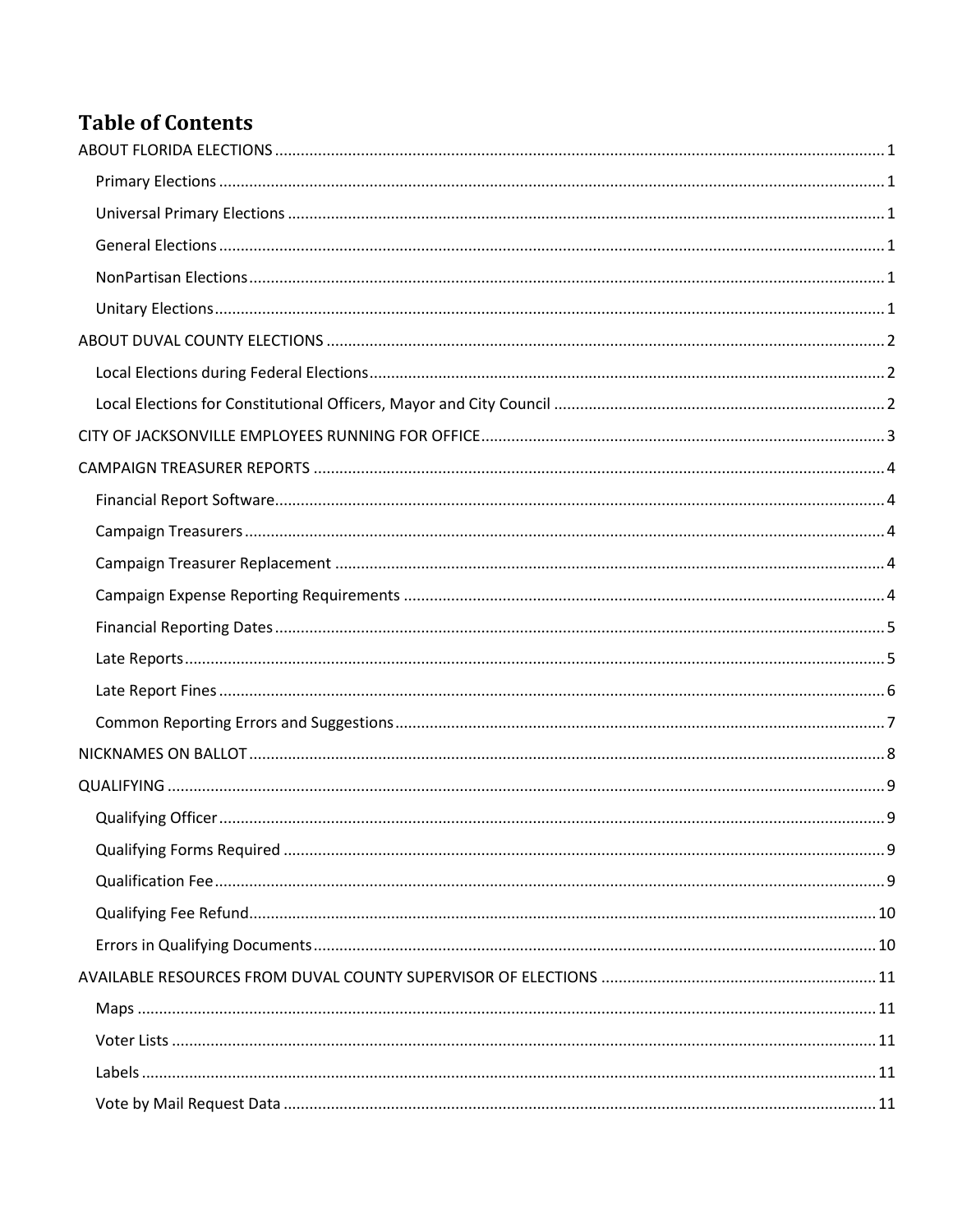# Table of Contents

ABOUT FLORIDA ELECTIONS ........................................................................................................................................ 1

- Primary Elections ........................................................................................................................................ 1
- Universal Primary Elections ........................................................................................................................ 1
- General Elections ........................................................................................................................................ 1
- NonPartisan Elections ................................................................................................................................. 1
- Unitary Elections ......................................................................................................................................... 1

ABOUT DUVAL COUNTY ELECTIONS ............................................................................................................................. 2

- Local Elections during Federal Elections ...................................................................................................... 2
- Local Elections for Constitutional Officers, Mayor and City Council ........................................................... 2

CITY OF JACKSONVILLE EMPLOYEES RUNNING FOR OFFICE .......................................................................................... 3

CAMPAIGN TREASURER REPORTS ................................................................................................................................. 4

- Financial Report Software ........................................................................................................................... 4
- Campaign Treasurers .................................................................................................................................. 4
- Campaign Treasurer Replacement ............................................................................................................. 4
- Campaign Expense Reporting Requirements .............................................................................................. 4
- Financial Reporting Dates ........................................................................................................................... 5
- Late Reports ................................................................................................................................................ 5
- Late Report Fines ........................................................................................................................................ 6
- Common Reporting Errors and Suggestions ................................................................................................ 7

NICKNAMES ON BALLOT ................................................................................................................................................ 8

QUALIFYING .................................................................................................................................................................. 9

- Qualifying Officer ........................................................................................................................................ 9
- Qualifying Forms Required ......................................................................................................................... 9
- Qualification Fee ......................................................................................................................................... 9
- Qualifying Fee Refund ............................................................................................................................... 10
- Errors in Qualifying Documents ................................................................................................................ 10

AVAILABLE RESOURCES FROM DUVAL COUNTY SUPERVISOR OF ELECTIONS ............................................................. 11

- Maps ......................................................................................................................................................... 11
- Voter Lists ................................................................................................................................................. 11
- Labels ........................................................................................................................................................ 11
- Vote by Mail Request Data ....................................................................................................................... 11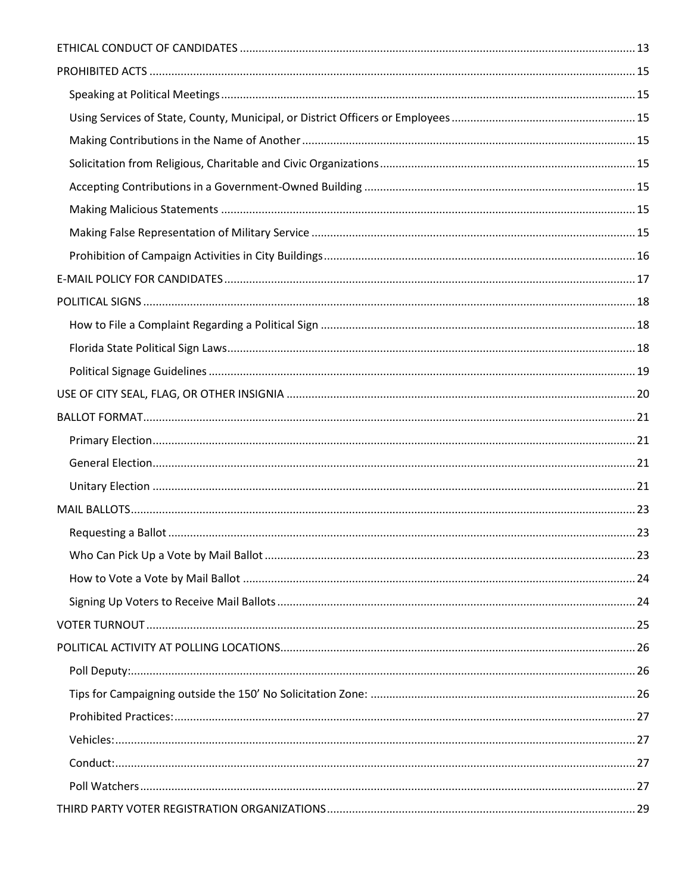ETHICAL CONDUCT OF CANDIDATES ..... 13

PROHIBITED ACTS ..... 15

- Speaking at Political Meetings ..... 15
- Using Services of State, County, Municipal, or District Officers or Employees ..... 15
- Making Contributions in the Name of Another ..... 15
- Solicitation from Religious, Charitable and Civic Organizations ..... 15
- Accepting Contributions in a Government-Owned Building ..... 15
- Making Malicious Statements ..... 15
- Making False Representation of Military Service ..... 15
- Prohibition of Campaign Activities in City Buildings ..... 16

E-MAIL POLICY FOR CANDIDATES ..... 17

POLITICAL SIGNS ..... 18

- How to File a Complaint Regarding a Political Sign ..... 18
- Florida State Political Sign Laws ..... 18
- Political Signage Guidelines ..... 19

USE OF CITY SEAL, FLAG, OR OTHER INSIGNIA ..... 20

BALLOT FORMAT ..... 21

- Primary Election ..... 21
- General Election ..... 21
- Unitary Election ..... 21

MAIL BALLOTS ..... 23

- Requesting a Ballot ..... 23
- Who Can Pick Up a Vote by Mail Ballot ..... 23
- How to Vote a Vote by Mail Ballot ..... 24
- Signing Up Voters to Receive Mail Ballots ..... 24

VOTER TURNOUT ..... 25

POLITICAL ACTIVITY AT POLLING LOCATIONS ..... 26

- Poll Deputy: ..... 26
- Tips for Campaigning outside the 150' No Solicitation Zone: ..... 26
- Prohibited Practices: ..... 27
- Vehicles: ..... 27
- Conduct: ..... 27
- Poll Watchers ..... 27

THIRD PARTY VOTER REGISTRATION ORGANIZATIONS ..... 29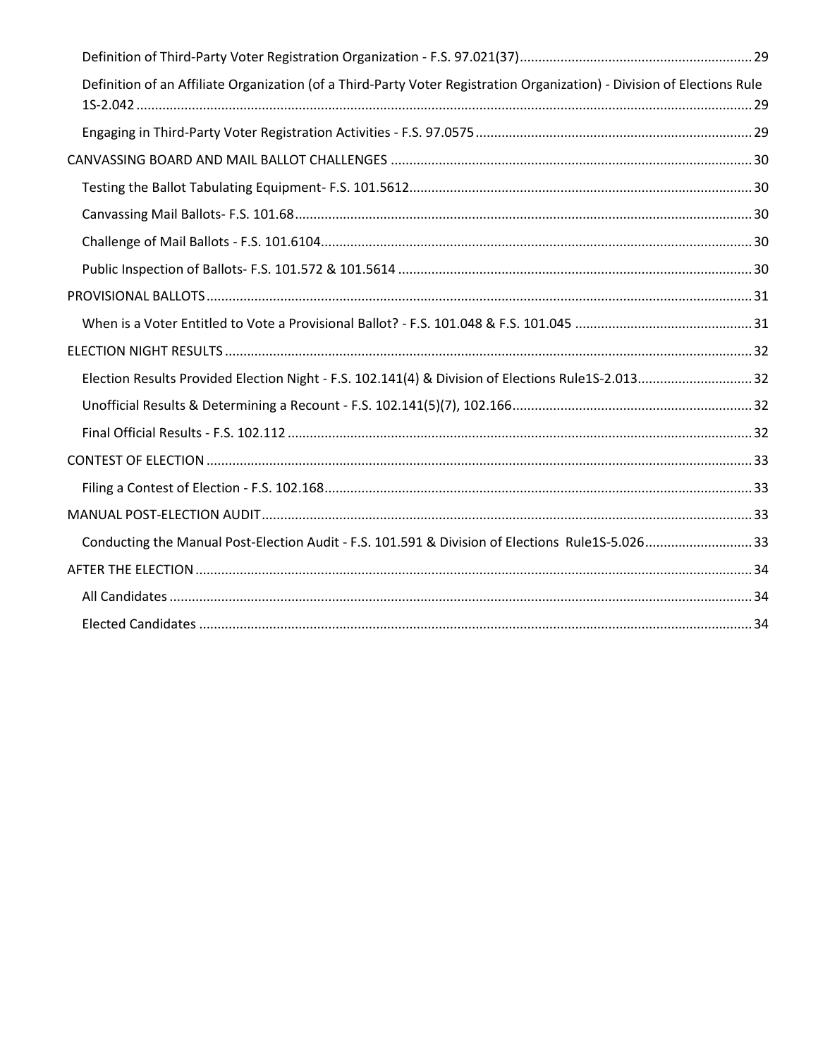- Definition of Third-Party Voter Registration Organization - F.S. 97.021(37) ..... 29
- Definition of an Affiliate Organization (of a Third-Party Voter Registration Organization) - Division of Elections Rule 1S-2.042 ..... 29
- Engaging in Third-Party Voter Registration Activities - F.S. 97.0575 ..... 29

CANVASSING BOARD AND MAIL BALLOT CHALLENGES ..... 30

- Testing the Ballot Tabulating Equipment- F.S. 101.5612 ..... 30
- Canvassing Mail Ballots- F.S. 101.68 ..... 30
- Challenge of Mail Ballots - F.S. 101.6104 ..... 30
- Public Inspection of Ballots- F.S. 101.572 & 101.5614 ..... 30

PROVISIONAL BALLOTS ..... 31

- When is a Voter Entitled to Vote a Provisional Ballot? - F.S. 101.048 & F.S. 101.045 ..... 31

ELECTION NIGHT RESULTS ..... 32

- Election Results Provided Election Night - F.S. 102.141(4) & Division of Elections Rule1S-2.013 ..... 32
- Unofficial Results & Determining a Recount - F.S. 102.141(5)(7), 102.166 ..... 32
- Final Official Results - F.S. 102.112 ..... 32

CONTEST OF ELECTION ..... 33

- Filing a Contest of Election - F.S. 102.168 ..... 33

MANUAL POST-ELECTION AUDIT ..... 33

- Conducting the Manual Post-Election Audit - F.S. 101.591 & Division of Elections Rule1S-5.026 ..... 33

AFTER THE ELECTION ..... 34

- All Candidates ..... 34
- Elected Candidates ..... 34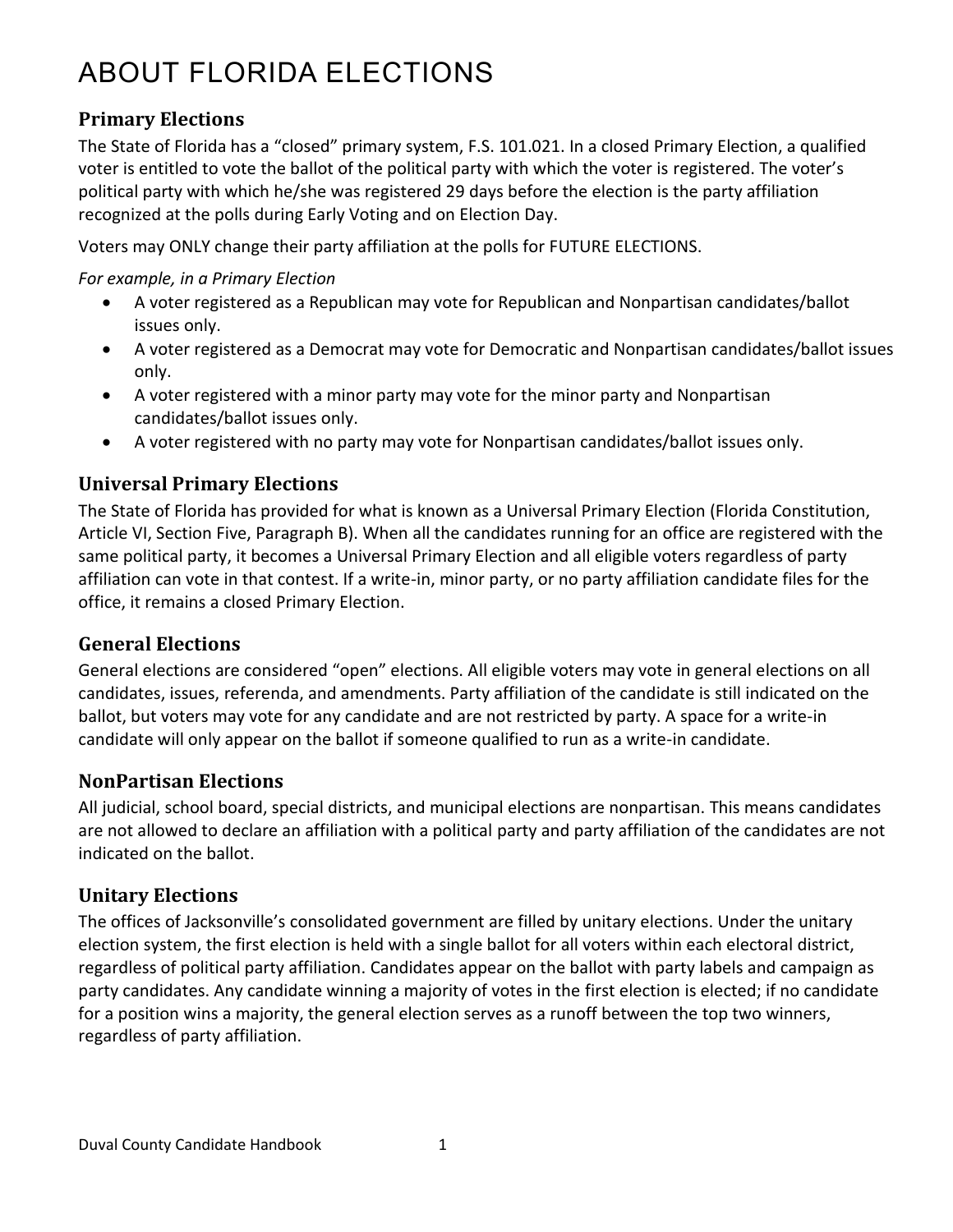# ABOUT FLORIDA ELECTIONS

## Primary Elections

The State of Florida has a "closed" primary system, F.S. 101.021. In a closed Primary Election, a qualified voter is entitled to vote the ballot of the political party with which the voter is registered. The voter's political party with which he/she was registered 29 days before the election is the party affiliation recognized at the polls during Early Voting and on Election Day.

Voters may ONLY change their party affiliation at the polls for FUTURE ELECTIONS.

*For example, in a Primary Election*

- A voter registered as a Republican may vote for Republican and Nonpartisan candidates/ballot issues only.
- A voter registered as a Democrat may vote for Democratic and Nonpartisan candidates/ballot issues only.
- A voter registered with a minor party may vote for the minor party and Nonpartisan candidates/ballot issues only.
- A voter registered with no party may vote for Nonpartisan candidates/ballot issues only.

## Universal Primary Elections

The State of Florida has provided for what is known as a Universal Primary Election (Florida Constitution, Article VI, Section Five, Paragraph B). When all the candidates running for an office are registered with the same political party, it becomes a Universal Primary Election and all eligible voters regardless of party affiliation can vote in that contest. If a write-in, minor party, or no party affiliation candidate files for the office, it remains a closed Primary Election.

## General Elections

General elections are considered "open" elections. All eligible voters may vote in general elections on all candidates, issues, referenda, and amendments. Party affiliation of the candidate is still indicated on the ballot, but voters may vote for any candidate and are not restricted by party. A space for a write-in candidate will only appear on the ballot if someone qualified to run as a write-in candidate.

## NonPartisan Elections

All judicial, school board, special districts, and municipal elections are nonpartisan. This means candidates are not allowed to declare an affiliation with a political party and party affiliation of the candidates are not indicated on the ballot.

## Unitary Elections

The offices of Jacksonville's consolidated government are filled by unitary elections. Under the unitary election system, the first election is held with a single ballot for all voters within each electoral district, regardless of political party affiliation. Candidates appear on the ballot with party labels and campaign as party candidates. Any candidate winning a majority of votes in the first election is elected; if no candidate for a position wins a majority, the general election serves as a runoff between the top two winners, regardless of party affiliation.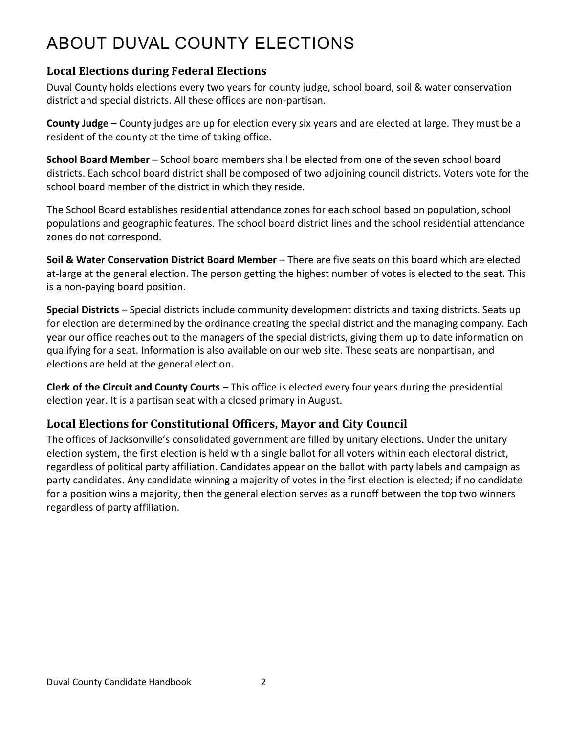# ABOUT DUVAL COUNTY ELECTIONS

## Local Elections during Federal Elections

Duval County holds elections every two years for county judge, school board, soil & water conservation district and special districts. All these offices are non-partisan.

**County Judge** – County judges are up for election every six years and are elected at large. They must be a resident of the county at the time of taking office.

**School Board Member** – School board members shall be elected from one of the seven school board districts. Each school board district shall be composed of two adjoining council districts. Voters vote for the school board member of the district in which they reside.

The School Board establishes residential attendance zones for each school based on population, school populations and geographic features. The school board district lines and the school residential attendance zones do not correspond.

**Soil & Water Conservation District Board Member** – There are five seats on this board which are elected at-large at the general election. The person getting the highest number of votes is elected to the seat. This is a non-paying board position.

**Special Districts** – Special districts include community development districts and taxing districts. Seats up for election are determined by the ordinance creating the special district and the managing company. Each year our office reaches out to the managers of the special districts, giving them up to date information on qualifying for a seat. Information is also available on our web site. These seats are nonpartisan, and elections are held at the general election.

**Clerk of the Circuit and County Courts** – This office is elected every four years during the presidential election year. It is a partisan seat with a closed primary in August.

## Local Elections for Constitutional Officers, Mayor and City Council

The offices of Jacksonville's consolidated government are filled by unitary elections. Under the unitary election system, the first election is held with a single ballot for all voters within each electoral district, regardless of political party affiliation. Candidates appear on the ballot with party labels and campaign as party candidates. Any candidate winning a majority of votes in the first election is elected; if no candidate for a position wins a majority, then the general election serves as a runoff between the top two winners regardless of party affiliation.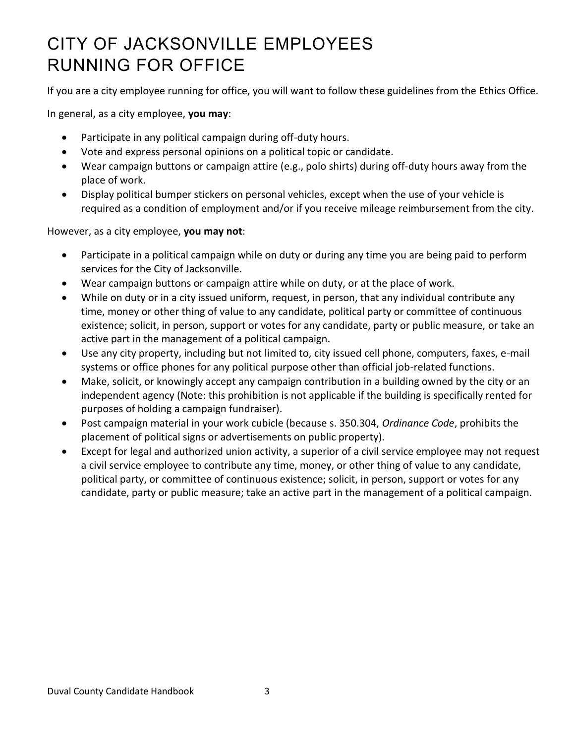# CITY OF JACKSONVILLE EMPLOYEES RUNNING FOR OFFICE

If you are a city employee running for office, you will want to follow these guidelines from the Ethics Office.

In general, as a city employee, **you may**:

- Participate in any political campaign during off-duty hours.
- Vote and express personal opinions on a political topic or candidate.
- Wear campaign buttons or campaign attire (e.g., polo shirts) during off-duty hours away from the place of work.
- Display political bumper stickers on personal vehicles, except when the use of your vehicle is required as a condition of employment and/or if you receive mileage reimbursement from the city.

However, as a city employee, **you may not**:

- Participate in a political campaign while on duty or during any time you are being paid to perform services for the City of Jacksonville.
- Wear campaign buttons or campaign attire while on duty, or at the place of work.
- While on duty or in a city issued uniform, request, in person, that any individual contribute any time, money or other thing of value to any candidate, political party or committee of continuous existence; solicit, in person, support or votes for any candidate, party or public measure, or take an active part in the management of a political campaign.
- Use any city property, including but not limited to, city issued cell phone, computers, faxes, e-mail systems or office phones for any political purpose other than official job-related functions.
- Make, solicit, or knowingly accept any campaign contribution in a building owned by the city or an independent agency (Note: this prohibition is not applicable if the building is specifically rented for purposes of holding a campaign fundraiser).
- Post campaign material in your work cubicle (because s. 350.304, *Ordinance Code*, prohibits the placement of political signs or advertisements on public property).
- Except for legal and authorized union activity, a superior of a civil service employee may not request a civil service employee to contribute any time, money, or other thing of value to any candidate, political party, or committee of continuous existence; solicit, in person, support or votes for any candidate, party or public measure; take an active part in the management of a political campaign.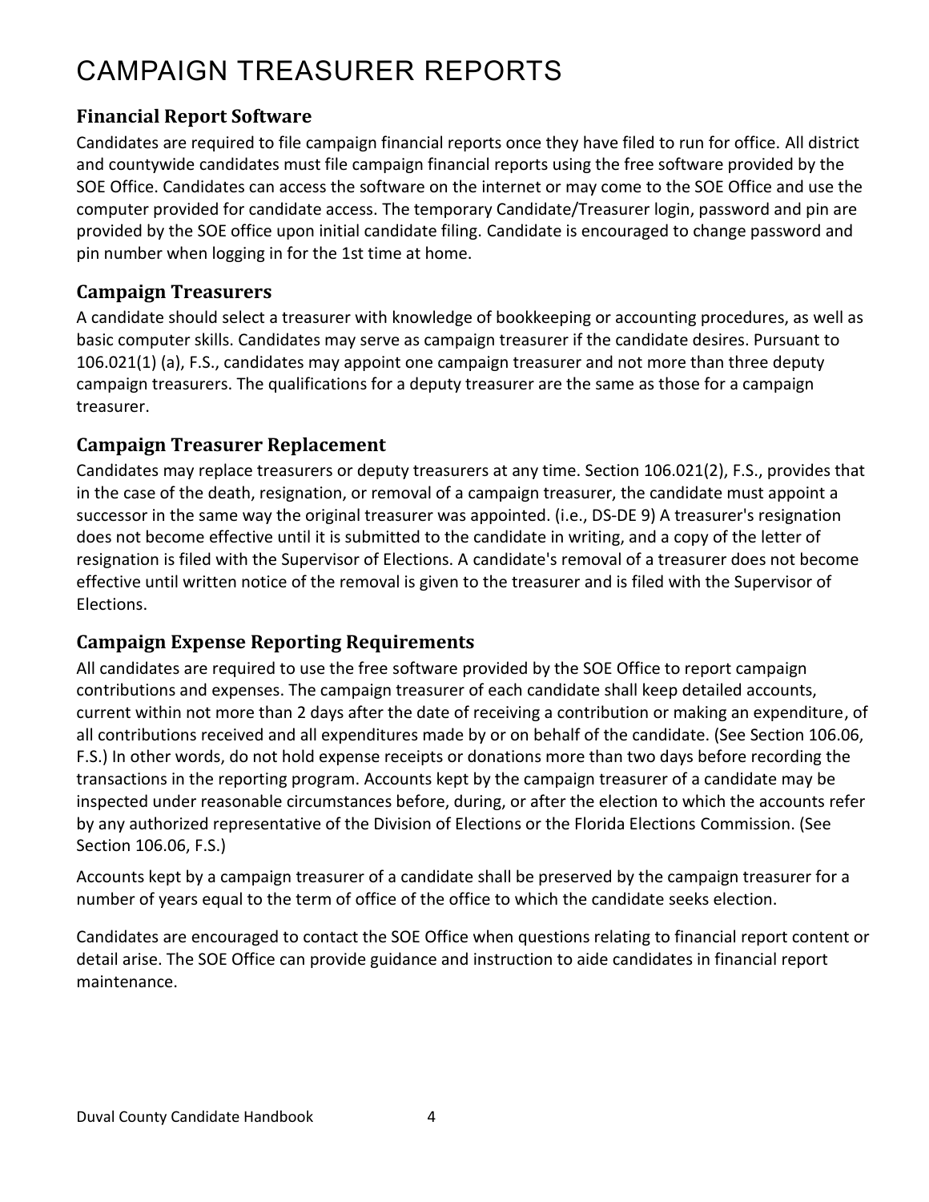# CAMPAIGN TREASURER REPORTS

## Financial Report Software

Candidates are required to file campaign financial reports once they have filed to run for office. All district and countywide candidates must file campaign financial reports using the free software provided by the SOE Office. Candidates can access the software on the internet or may come to the SOE Office and use the computer provided for candidate access. The temporary Candidate/Treasurer login, password and pin are provided by the SOE office upon initial candidate filing. Candidate is encouraged to change password and pin number when logging in for the 1st time at home.

## Campaign Treasurers

A candidate should select a treasurer with knowledge of bookkeeping or accounting procedures, as well as basic computer skills. Candidates may serve as campaign treasurer if the candidate desires. Pursuant to 106.021(1) (a), F.S., candidates may appoint one campaign treasurer and not more than three deputy campaign treasurers. The qualifications for a deputy treasurer are the same as those for a campaign treasurer.

## Campaign Treasurer Replacement

Candidates may replace treasurers or deputy treasurers at any time. Section 106.021(2), F.S., provides that in the case of the death, resignation, or removal of a campaign treasurer, the candidate must appoint a successor in the same way the original treasurer was appointed. (i.e., DS-DE 9) A treasurer's resignation does not become effective until it is submitted to the candidate in writing, and a copy of the letter of resignation is filed with the Supervisor of Elections. A candidate's removal of a treasurer does not become effective until written notice of the removal is given to the treasurer and is filed with the Supervisor of Elections.

## Campaign Expense Reporting Requirements

All candidates are required to use the free software provided by the SOE Office to report campaign contributions and expenses. The campaign treasurer of each candidate shall keep detailed accounts, current within not more than 2 days after the date of receiving a contribution or making an expenditure, of all contributions received and all expenditures made by or on behalf of the candidate. (See Section 106.06, F.S.) In other words, do not hold expense receipts or donations more than two days before recording the transactions in the reporting program. Accounts kept by the campaign treasurer of a candidate may be inspected under reasonable circumstances before, during, or after the election to which the accounts refer by any authorized representative of the Division of Elections or the Florida Elections Commission. (See Section 106.06, F.S.)

Accounts kept by a campaign treasurer of a candidate shall be preserved by the campaign treasurer for a number of years equal to the term of office of the office to which the candidate seeks election.

Candidates are encouraged to contact the SOE Office when questions relating to financial report content or detail arise. The SOE Office can provide guidance and instruction to aide candidates in financial report maintenance.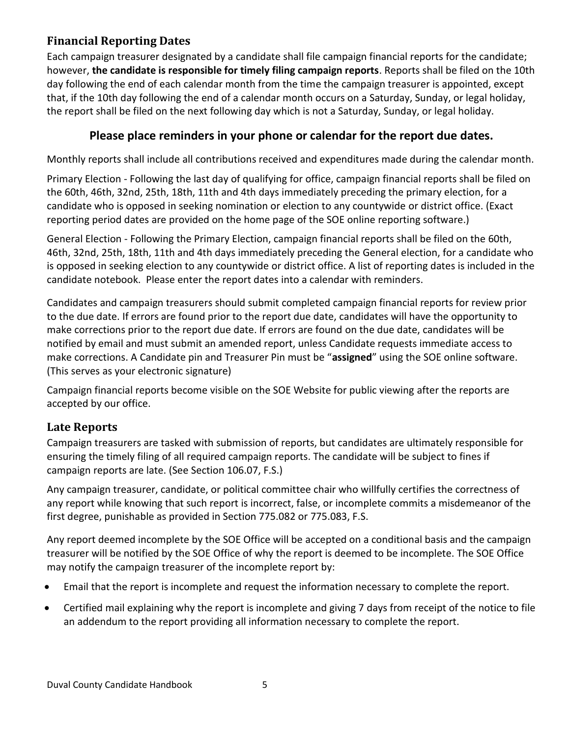## Financial Reporting Dates

Each campaign treasurer designated by a candidate shall file campaign financial reports for the candidate; however, **the candidate is responsible for timely filing campaign reports**. Reports shall be filed on the 10th day following the end of each calendar month from the time the campaign treasurer is appointed, except that, if the 10th day following the end of a calendar month occurs on a Saturday, Sunday, or legal holiday, the report shall be filed on the next following day which is not a Saturday, Sunday, or legal holiday.

**Please place reminders in your phone or calendar for the report due dates.**

Monthly reports shall include all contributions received and expenditures made during the calendar month.

Primary Election - Following the last day of qualifying for office, campaign financial reports shall be filed on the 60th, 46th, 32nd, 25th, 18th, 11th and 4th days immediately preceding the primary election, for a candidate who is opposed in seeking nomination or election to any countywide or district office. (Exact reporting period dates are provided on the home page of the SOE online reporting software.)

General Election - Following the Primary Election, campaign financial reports shall be filed on the 60th, 46th, 32nd, 25th, 18th, 11th and 4th days immediately preceding the General election, for a candidate who is opposed in seeking election to any countywide or district office. A list of reporting dates is included in the candidate notebook. Please enter the report dates into a calendar with reminders.

Candidates and campaign treasurers should submit completed campaign financial reports for review prior to the due date. If errors are found prior to the report due date, candidates will have the opportunity to make corrections prior to the report due date. If errors are found on the due date, candidates will be notified by email and must submit an amended report, unless Candidate requests immediate access to make corrections. A Candidate pin and Treasurer Pin must be "**assigned**" using the SOE online software. (This serves as your electronic signature)

Campaign financial reports become visible on the SOE Website for public viewing after the reports are accepted by our office.

## Late Reports

Campaign treasurers are tasked with submission of reports, but candidates are ultimately responsible for ensuring the timely filing of all required campaign reports. The candidate will be subject to fines if campaign reports are late. (See Section 106.07, F.S.)

Any campaign treasurer, candidate, or political committee chair who willfully certifies the correctness of any report while knowing that such report is incorrect, false, or incomplete commits a misdemeanor of the first degree, punishable as provided in Section 775.082 or 775.083, F.S.

Any report deemed incomplete by the SOE Office will be accepted on a conditional basis and the campaign treasurer will be notified by the SOE Office of why the report is deemed to be incomplete. The SOE Office may notify the campaign treasurer of the incomplete report by:

- Email that the report is incomplete and request the information necessary to complete the report.
- Certified mail explaining why the report is incomplete and giving 7 days from receipt of the notice to file an addendum to the report providing all information necessary to complete the report.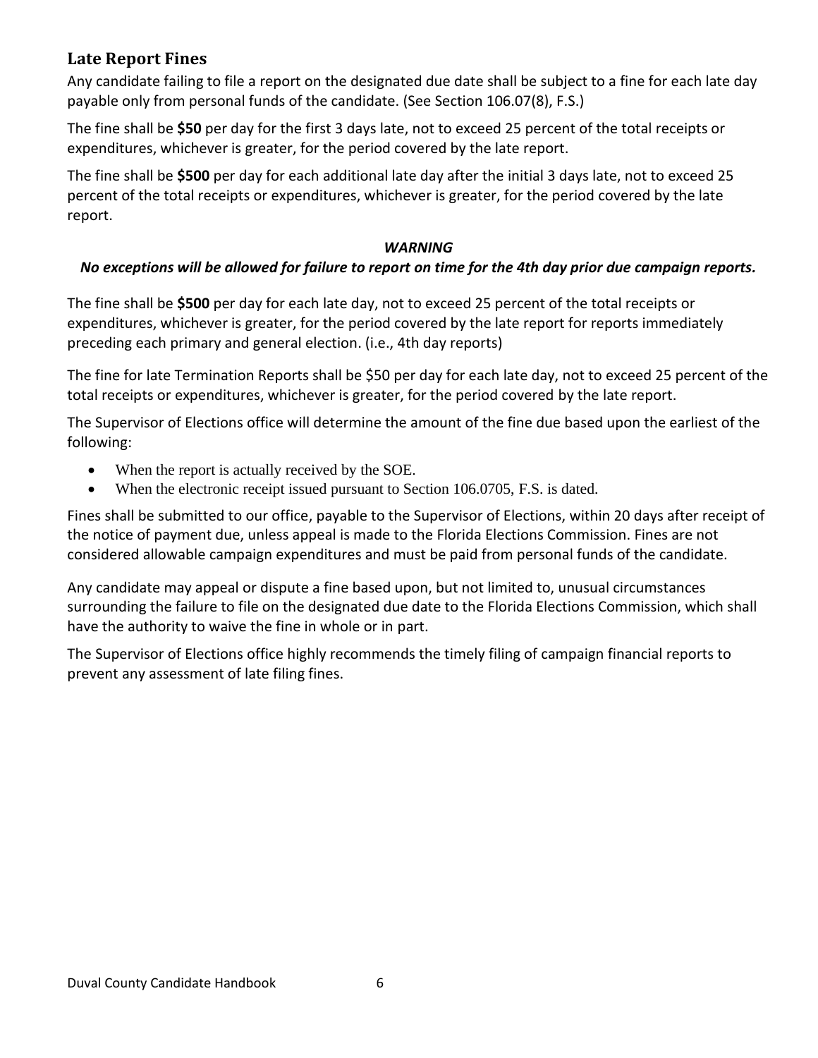## Late Report Fines

Any candidate failing to file a report on the designated due date shall be subject to a fine for each late day payable only from personal funds of the candidate. (See Section 106.07(8), F.S.)

The fine shall be **$50** per day for the first 3 days late, not to exceed 25 percent of the total receipts or expenditures, whichever is greater, for the period covered by the late report.

The fine shall be **$500** per day for each additional late day after the initial 3 days late, not to exceed 25 percent of the total receipts or expenditures, whichever is greater, for the period covered by the late report.

***WARNING***

***No exceptions will be allowed for failure to report on time for the 4th day prior due campaign reports.***

The fine shall be **$500** per day for each late day, not to exceed 25 percent of the total receipts or expenditures, whichever is greater, for the period covered by the late report for reports immediately preceding each primary and general election. (i.e., 4th day reports)

The fine for late Termination Reports shall be $50 per day for each late day, not to exceed 25 percent of the total receipts or expenditures, whichever is greater, for the period covered by the late report.

The Supervisor of Elections office will determine the amount of the fine due based upon the earliest of the following:

- When the report is actually received by the SOE.
- When the electronic receipt issued pursuant to Section 106.0705, F.S. is dated.

Fines shall be submitted to our office, payable to the Supervisor of Elections, within 20 days after receipt of the notice of payment due, unless appeal is made to the Florida Elections Commission. Fines are not considered allowable campaign expenditures and must be paid from personal funds of the candidate.

Any candidate may appeal or dispute a fine based upon, but not limited to, unusual circumstances surrounding the failure to file on the designated due date to the Florida Elections Commission, which shall have the authority to waive the fine in whole or in part.

The Supervisor of Elections office highly recommends the timely filing of campaign financial reports to prevent any assessment of late filing fines.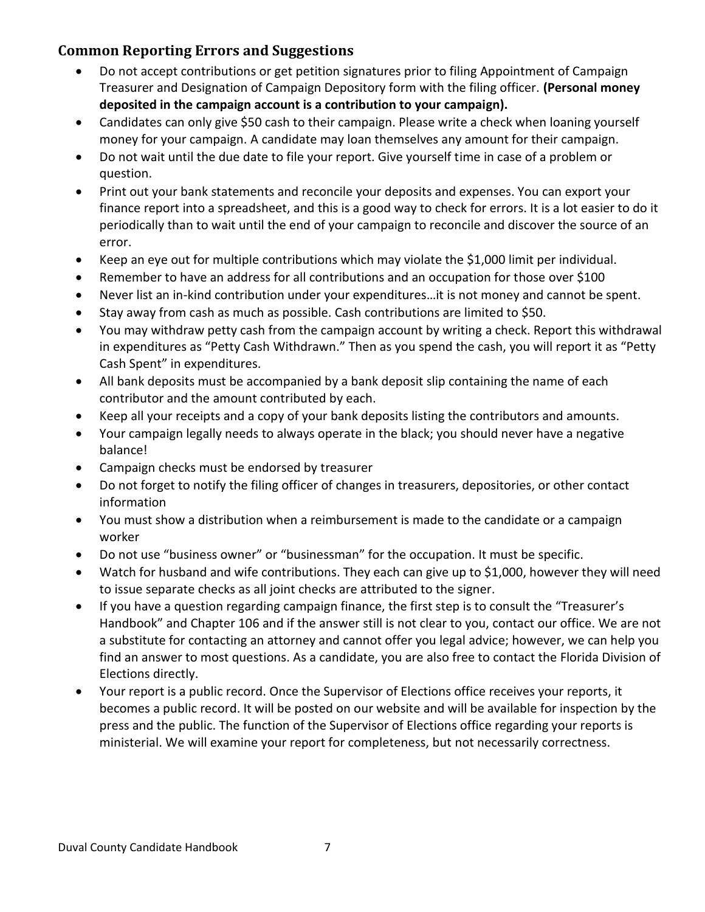## Common Reporting Errors and Suggestions

- Do not accept contributions or get petition signatures prior to filing Appointment of Campaign Treasurer and Designation of Campaign Depository form with the filing officer. **(Personal money deposited in the campaign account is a contribution to your campaign).**
- Candidates can only give $50 cash to their campaign. Please write a check when loaning yourself money for your campaign. A candidate may loan themselves any amount for their campaign.
- Do not wait until the due date to file your report. Give yourself time in case of a problem or question.
- Print out your bank statements and reconcile your deposits and expenses. You can export your finance report into a spreadsheet, and this is a good way to check for errors. It is a lot easier to do it periodically than to wait until the end of your campaign to reconcile and discover the source of an error.
- Keep an eye out for multiple contributions which may violate the $1,000 limit per individual.
- Remember to have an address for all contributions and an occupation for those over $100
- Never list an in-kind contribution under your expenditures…it is not money and cannot be spent.
- Stay away from cash as much as possible. Cash contributions are limited to $50.
- You may withdraw petty cash from the campaign account by writing a check. Report this withdrawal in expenditures as "Petty Cash Withdrawn." Then as you spend the cash, you will report it as "Petty Cash Spent" in expenditures.
- All bank deposits must be accompanied by a bank deposit slip containing the name of each contributor and the amount contributed by each.
- Keep all your receipts and a copy of your bank deposits listing the contributors and amounts.
- Your campaign legally needs to always operate in the black; you should never have a negative balance!
- Campaign checks must be endorsed by treasurer
- Do not forget to notify the filing officer of changes in treasurers, depositories, or other contact information
- You must show a distribution when a reimbursement is made to the candidate or a campaign worker
- Do not use "business owner" or "businessman" for the occupation. It must be specific.
- Watch for husband and wife contributions. They each can give up to $1,000, however they will need to issue separate checks as all joint checks are attributed to the signer.
- If you have a question regarding campaign finance, the first step is to consult the "Treasurer's Handbook" and Chapter 106 and if the answer still is not clear to you, contact our office. We are not a substitute for contacting an attorney and cannot offer you legal advice; however, we can help you find an answer to most questions. As a candidate, you are also free to contact the Florida Division of Elections directly.
- Your report is a public record. Once the Supervisor of Elections office receives your reports, it becomes a public record. It will be posted on our website and will be available for inspection by the press and the public. The function of the Supervisor of Elections office regarding your reports is ministerial. We will examine your report for completeness, but not necessarily correctness.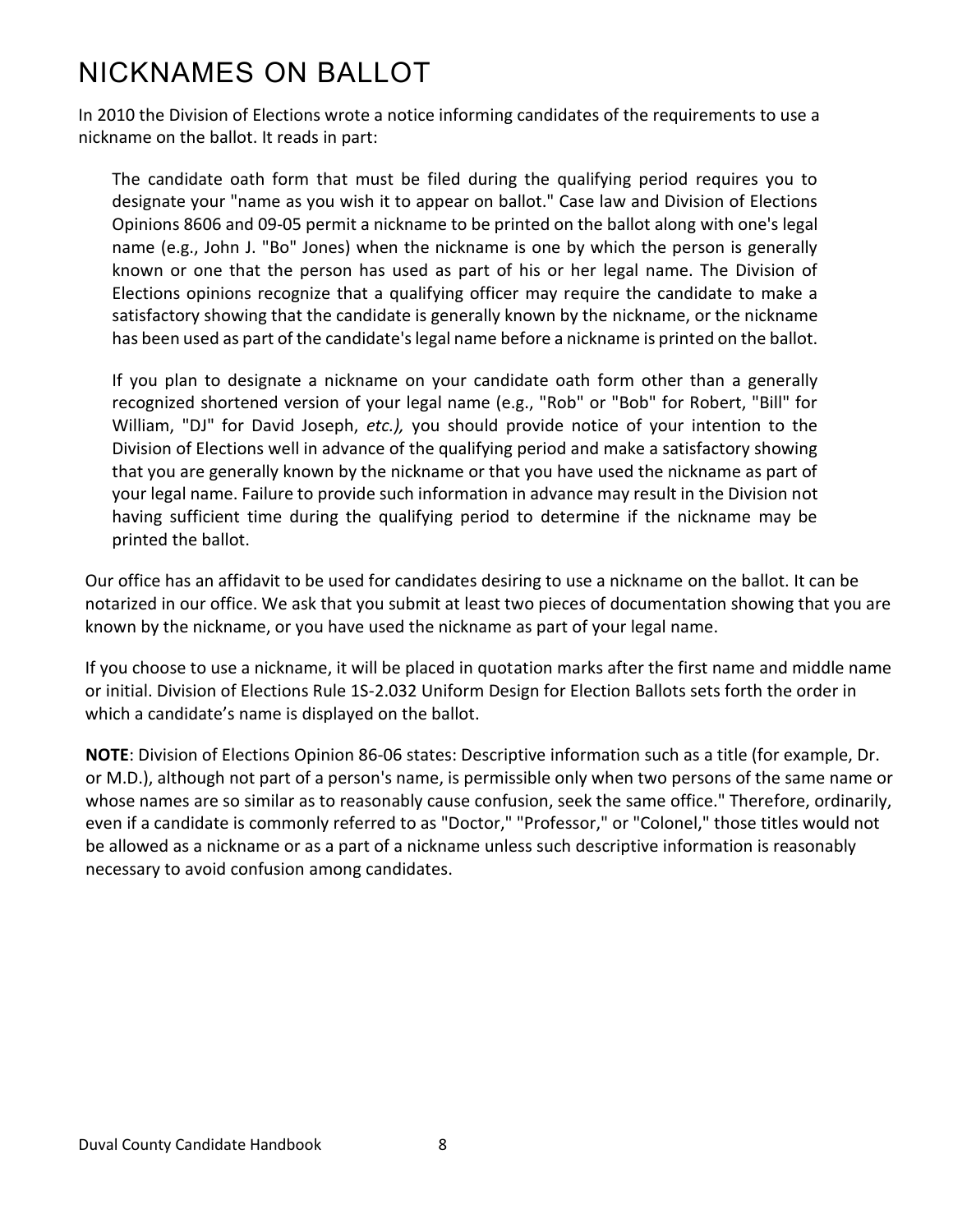# NICKNAMES ON BALLOT

In 2010 the Division of Elections wrote a notice informing candidates of the requirements to use a nickname on the ballot. It reads in part:

> The candidate oath form that must be filed during the qualifying period requires you to designate your "name as you wish it to appear on ballot." Case law and Division of Elections Opinions 8606 and 09-05 permit a nickname to be printed on the ballot along with one's legal name (e.g., John J. "Bo" Jones) when the nickname is one by which the person is generally known or one that the person has used as part of his or her legal name. The Division of Elections opinions recognize that a qualifying officer may require the candidate to make a satisfactory showing that the candidate is generally known by the nickname, or the nickname has been used as part of the candidate's legal name before a nickname is printed on the ballot.
>
> If you plan to designate a nickname on your candidate oath form other than a generally recognized shortened version of your legal name (e.g., "Rob" or "Bob" for Robert, "Bill" for William, "DJ" for David Joseph, *etc.),* you should provide notice of your intention to the Division of Elections well in advance of the qualifying period and make a satisfactory showing that you are generally known by the nickname or that you have used the nickname as part of your legal name. Failure to provide such information in advance may result in the Division not having sufficient time during the qualifying period to determine if the nickname may be printed the ballot.

Our office has an affidavit to be used for candidates desiring to use a nickname on the ballot. It can be notarized in our office. We ask that you submit at least two pieces of documentation showing that you are known by the nickname, or you have used the nickname as part of your legal name.

If you choose to use a nickname, it will be placed in quotation marks after the first name and middle name or initial. Division of Elections Rule 1S-2.032 Uniform Design for Election Ballots sets forth the order in which a candidate's name is displayed on the ballot.

**NOTE**: Division of Elections Opinion 86-06 states: Descriptive information such as a title (for example, Dr. or M.D.), although not part of a person's name, is permissible only when two persons of the same name or whose names are so similar as to reasonably cause confusion, seek the same office." Therefore, ordinarily, even if a candidate is commonly referred to as "Doctor," "Professor," or "Colonel," those titles would not be allowed as a nickname or as a part of a nickname unless such descriptive information is reasonably necessary to avoid confusion among candidates.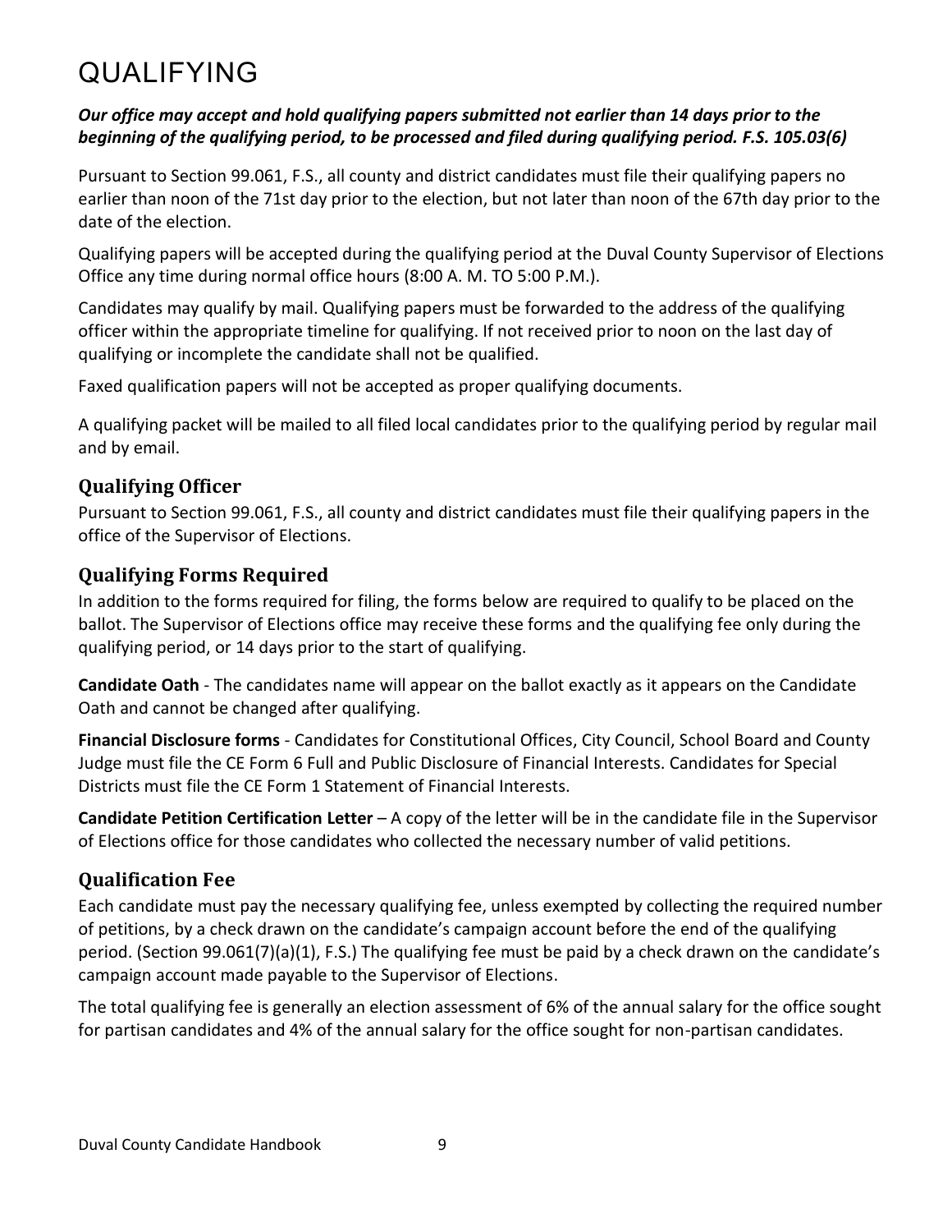# QUALIFYING

***Our office may accept and hold qualifying papers submitted not earlier than 14 days prior to the beginning of the qualifying period, to be processed and filed during qualifying period. F.S. 105.03(6)***

Pursuant to Section 99.061, F.S., all county and district candidates must file their qualifying papers no earlier than noon of the 71st day prior to the election, but not later than noon of the 67th day prior to the date of the election.

Qualifying papers will be accepted during the qualifying period at the Duval County Supervisor of Elections Office any time during normal office hours (8:00 A. M. TO 5:00 P.M.).

Candidates may qualify by mail. Qualifying papers must be forwarded to the address of the qualifying officer within the appropriate timeline for qualifying. If not received prior to noon on the last day of qualifying or incomplete the candidate shall not be qualified.

Faxed qualification papers will not be accepted as proper qualifying documents.

A qualifying packet will be mailed to all filed local candidates prior to the qualifying period by regular mail and by email.

## Qualifying Officer

Pursuant to Section 99.061, F.S., all county and district candidates must file their qualifying papers in the office of the Supervisor of Elections.

## Qualifying Forms Required

In addition to the forms required for filing, the forms below are required to qualify to be placed on the ballot. The Supervisor of Elections office may receive these forms and the qualifying fee only during the qualifying period, or 14 days prior to the start of qualifying.

**Candidate Oath** - The candidates name will appear on the ballot exactly as it appears on the Candidate Oath and cannot be changed after qualifying.

**Financial Disclosure forms** - Candidates for Constitutional Offices, City Council, School Board and County Judge must file the CE Form 6 Full and Public Disclosure of Financial Interests. Candidates for Special Districts must file the CE Form 1 Statement of Financial Interests.

**Candidate Petition Certification Letter** – A copy of the letter will be in the candidate file in the Supervisor of Elections office for those candidates who collected the necessary number of valid petitions.

## Qualification Fee

Each candidate must pay the necessary qualifying fee, unless exempted by collecting the required number of petitions, by a check drawn on the candidate's campaign account before the end of the qualifying period. (Section 99.061(7)(a)(1), F.S.) The qualifying fee must be paid by a check drawn on the candidate's campaign account made payable to the Supervisor of Elections.

The total qualifying fee is generally an election assessment of 6% of the annual salary for the office sought for partisan candidates and 4% of the annual salary for the office sought for non-partisan candidates.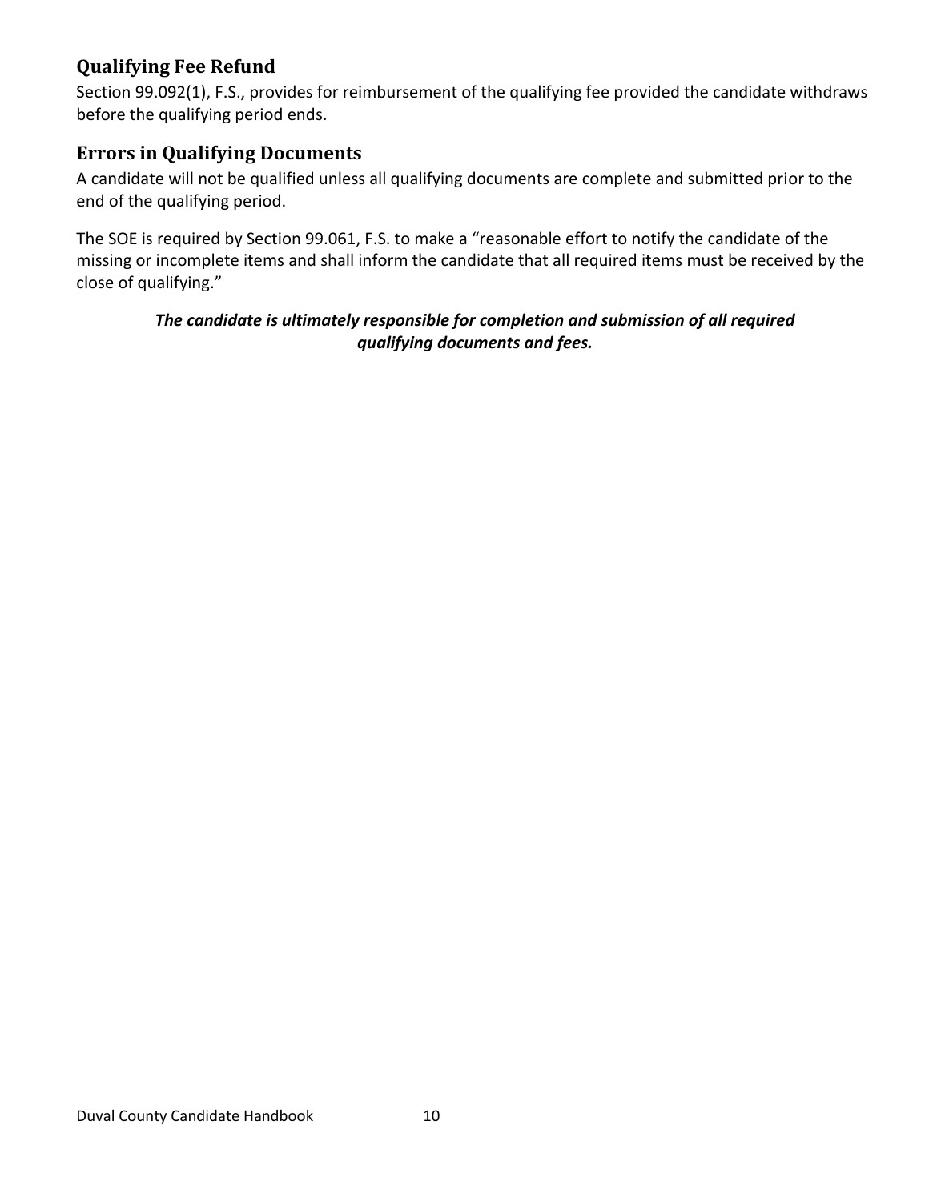## Qualifying Fee Refund

Section 99.092(1), F.S., provides for reimbursement of the qualifying fee provided the candidate withdraws before the qualifying period ends.

## Errors in Qualifying Documents

A candidate will not be qualified unless all qualifying documents are complete and submitted prior to the end of the qualifying period.

The SOE is required by Section 99.061, F.S. to make a "reasonable effort to notify the candidate of the missing or incomplete items and shall inform the candidate that all required items must be received by the close of qualifying."

***The candidate is ultimately responsible for completion and submission of all required qualifying documents and fees.***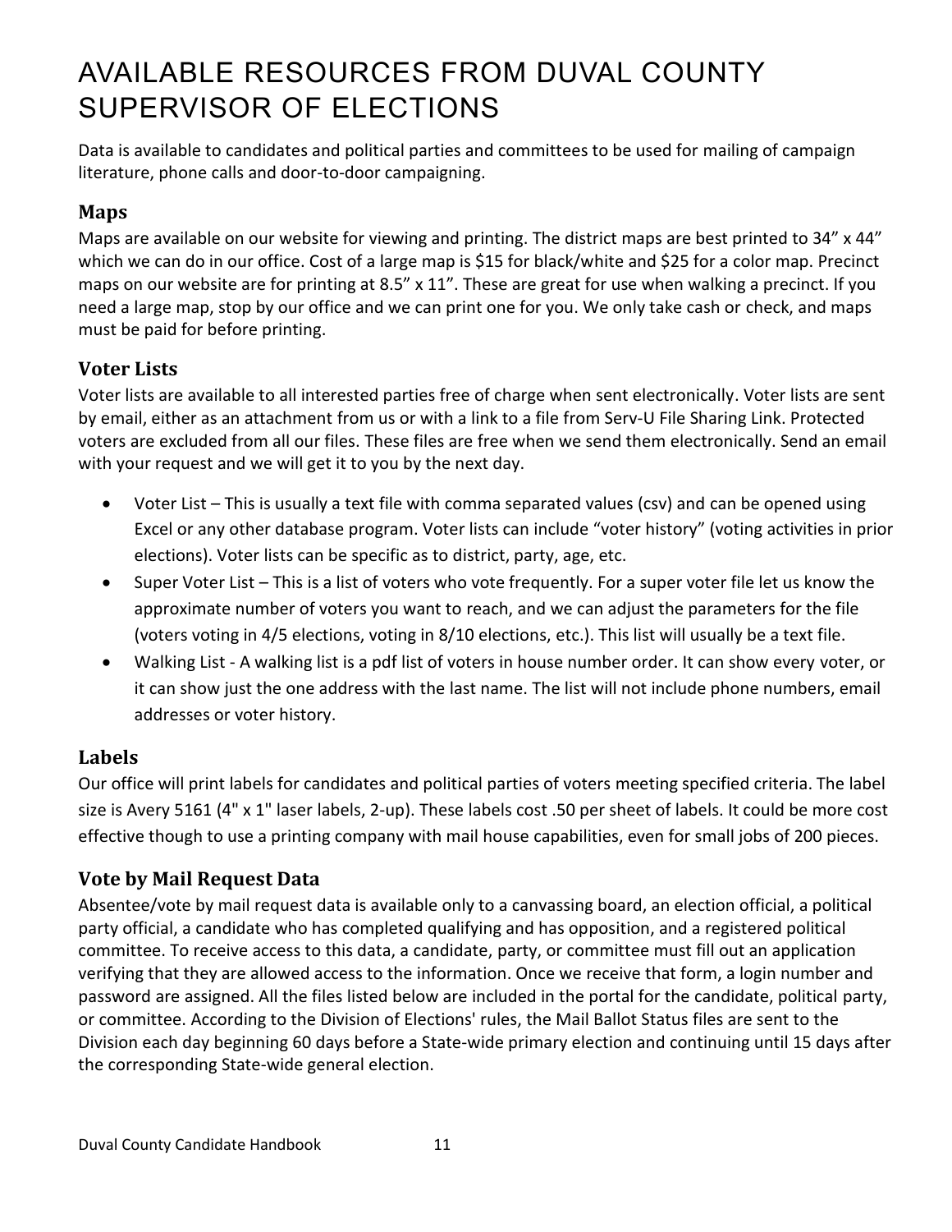# AVAILABLE RESOURCES FROM DUVAL COUNTY SUPERVISOR OF ELECTIONS

Data is available to candidates and political parties and committees to be used for mailing of campaign literature, phone calls and door-to-door campaigning.

## Maps

Maps are available on our website for viewing and printing. The district maps are best printed to 34” x 44” which we can do in our office. Cost of a large map is $15 for black/white and $25 for a color map. Precinct maps on our website are for printing at 8.5” x 11”. These are great for use when walking a precinct. If you need a large map, stop by our office and we can print one for you. We only take cash or check, and maps must be paid for before printing.

## Voter Lists

Voter lists are available to all interested parties free of charge when sent electronically. Voter lists are sent by email, either as an attachment from us or with a link to a file from Serv-U File Sharing Link. Protected voters are excluded from all our files. These files are free when we send them electronically. Send an email with your request and we will get it to you by the next day.

- Voter List – This is usually a text file with comma separated values (csv) and can be opened using Excel or any other database program. Voter lists can include “voter history” (voting activities in prior elections). Voter lists can be specific as to district, party, age, etc.
- Super Voter List – This is a list of voters who vote frequently. For a super voter file let us know the approximate number of voters you want to reach, and we can adjust the parameters for the file (voters voting in 4/5 elections, voting in 8/10 elections, etc.). This list will usually be a text file.
- Walking List - A walking list is a pdf list of voters in house number order. It can show every voter, or it can show just the one address with the last name. The list will not include phone numbers, email addresses or voter history.

## Labels

Our office will print labels for candidates and political parties of voters meeting specified criteria. The label size is Avery 5161 (4" x 1" laser labels, 2-up). These labels cost .50 per sheet of labels. It could be more cost effective though to use a printing company with mail house capabilities, even for small jobs of 200 pieces.

## Vote by Mail Request Data

Absentee/vote by mail request data is available only to a canvassing board, an election official, a political party official, a candidate who has completed qualifying and has opposition, and a registered political committee. To receive access to this data, a candidate, party, or committee must fill out an application verifying that they are allowed access to the information. Once we receive that form, a login number and password are assigned. All the files listed below are included in the portal for the candidate, political party, or committee. According to the Division of Elections' rules, the Mail Ballot Status files are sent to the Division each day beginning 60 days before a State-wide primary election and continuing until 15 days after the corresponding State-wide general election.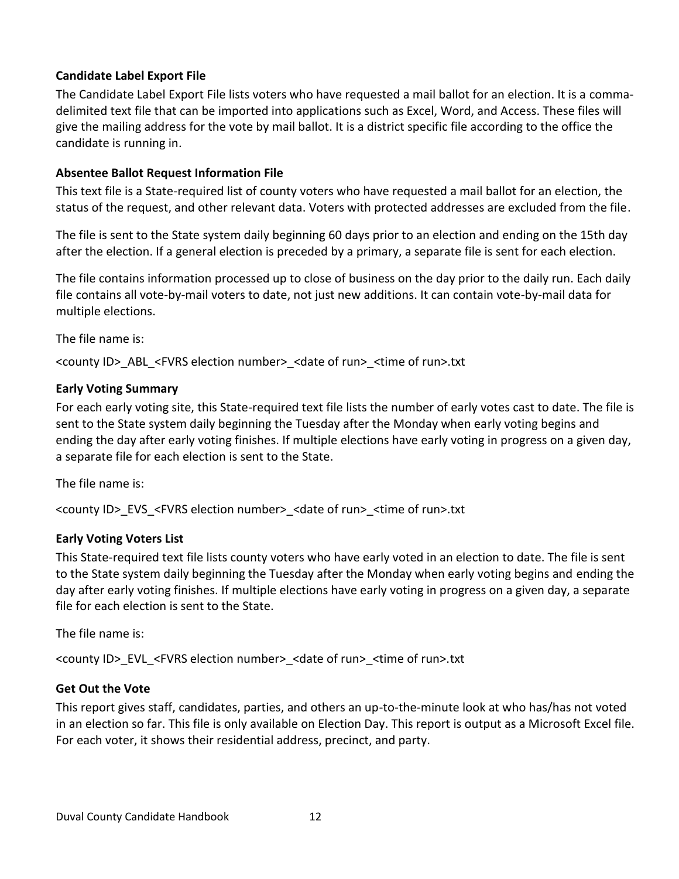**Candidate Label Export File**

The Candidate Label Export File lists voters who have requested a mail ballot for an election. It is a comma-delimited text file that can be imported into applications such as Excel, Word, and Access. These files will give the mailing address for the vote by mail ballot. It is a district specific file according to the office the candidate is running in.

**Absentee Ballot Request Information File**

This text file is a State-required list of county voters who have requested a mail ballot for an election, the status of the request, and other relevant data. Voters with protected addresses are excluded from the file.

The file is sent to the State system daily beginning 60 days prior to an election and ending on the 15th day after the election. If a general election is preceded by a primary, a separate file is sent for each election.

The file contains information processed up to close of business on the day prior to the daily run. Each daily file contains all vote-by-mail voters to date, not just new additions. It can contain vote-by-mail data for multiple elections.

The file name is:

<county ID>_ABL_<FVRS election number>_<date of run>_<time of run>.txt

**Early Voting Summary**

For each early voting site, this State-required text file lists the number of early votes cast to date. The file is sent to the State system daily beginning the Tuesday after the Monday when early voting begins and ending the day after early voting finishes. If multiple elections have early voting in progress on a given day, a separate file for each election is sent to the State.

The file name is:

<county ID>_EVS_<FVRS election number>_<date of run>_<time of run>.txt

**Early Voting Voters List**

This State-required text file lists county voters who have early voted in an election to date. The file is sent to the State system daily beginning the Tuesday after the Monday when early voting begins and ending the day after early voting finishes. If multiple elections have early voting in progress on a given day, a separate file for each election is sent to the State.

The file name is:

<county ID>_EVL_<FVRS election number>_<date of run>_<time of run>.txt

**Get Out the Vote**

This report gives staff, candidates, parties, and others an up-to-the-minute look at who has/has not voted in an election so far. This file is only available on Election Day. This report is output as a Microsoft Excel file. For each voter, it shows their residential address, precinct, and party.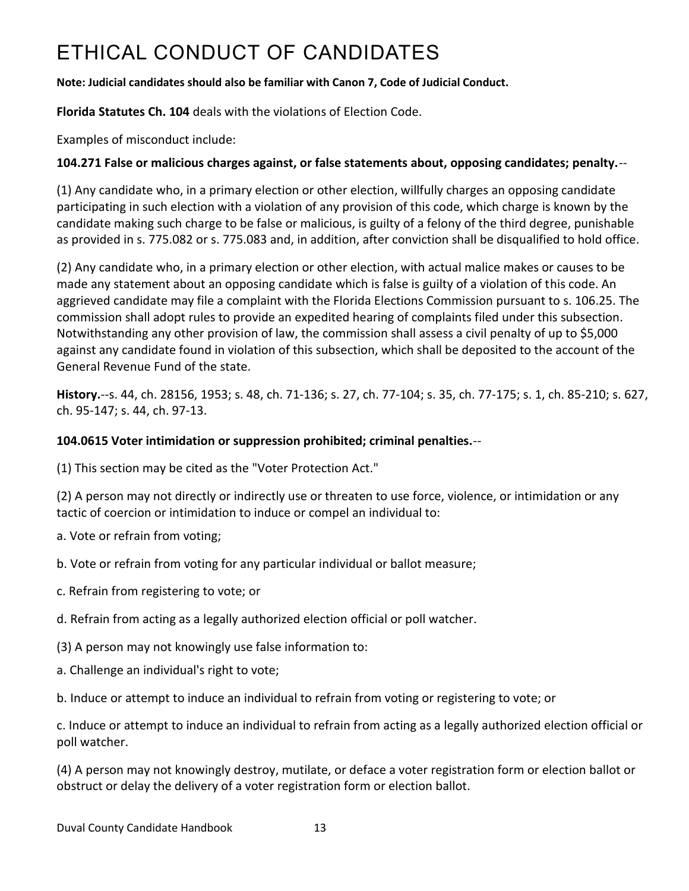# ETHICAL CONDUCT OF CANDIDATES

**Note: Judicial candidates should also be familiar with Canon 7, Code of Judicial Conduct.**

**Florida Statutes Ch. 104** deals with the violations of Election Code.

Examples of misconduct include:

**104.271 False or malicious charges against, or false statements about, opposing candidates; penalty.**--

(1) Any candidate who, in a primary election or other election, willfully charges an opposing candidate participating in such election with a violation of any provision of this code, which charge is known by the candidate making such charge to be false or malicious, is guilty of a felony of the third degree, punishable as provided in s. 775.082 or s. 775.083 and, in addition, after conviction shall be disqualified to hold office.

(2) Any candidate who, in a primary election or other election, with actual malice makes or causes to be made any statement about an opposing candidate which is false is guilty of a violation of this code. An aggrieved candidate may file a complaint with the Florida Elections Commission pursuant to s. 106.25. The commission shall adopt rules to provide an expedited hearing of complaints filed under this subsection. Notwithstanding any other provision of law, the commission shall assess a civil penalty of up to $5,000 against any candidate found in violation of this subsection, which shall be deposited to the account of the General Revenue Fund of the state.

**History.**--s. 44, ch. 28156, 1953; s. 48, ch. 71-136; s. 27, ch. 77-104; s. 35, ch. 77-175; s. 1, ch. 85-210; s. 627, ch. 95-147; s. 44, ch. 97-13.

**104.0615 Voter intimidation or suppression prohibited; criminal penalties.**--

(1) This section may be cited as the "Voter Protection Act."

(2) A person may not directly or indirectly use or threaten to use force, violence, or intimidation or any tactic of coercion or intimidation to induce or compel an individual to:

a. Vote or refrain from voting;

b. Vote or refrain from voting for any particular individual or ballot measure;

c. Refrain from registering to vote; or

d. Refrain from acting as a legally authorized election official or poll watcher.

(3) A person may not knowingly use false information to:

a. Challenge an individual's right to vote;

b. Induce or attempt to induce an individual to refrain from voting or registering to vote; or

c. Induce or attempt to induce an individual to refrain from acting as a legally authorized election official or poll watcher.

(4) A person may not knowingly destroy, mutilate, or deface a voter registration form or election ballot or obstruct or delay the delivery of a voter registration form or election ballot.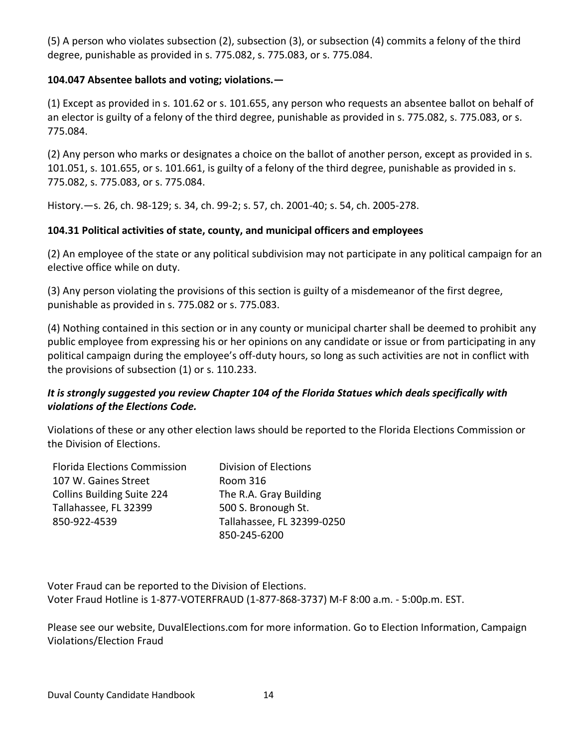(5) A person who violates subsection (2), subsection (3), or subsection (4) commits a felony of the third degree, punishable as provided in s. 775.082, s. 775.083, or s. 775.084.

**104.047 Absentee ballots and voting; violations.—**

(1) Except as provided in s. 101.62 or s. 101.655, any person who requests an absentee ballot on behalf of an elector is guilty of a felony of the third degree, punishable as provided in s. 775.082, s. 775.083, or s. 775.084.

(2) Any person who marks or designates a choice on the ballot of another person, except as provided in s. 101.051, s. 101.655, or s. 101.661, is guilty of a felony of the third degree, punishable as provided in s. 775.082, s. 775.083, or s. 775.084.

History.—s. 26, ch. 98-129; s. 34, ch. 99-2; s. 57, ch. 2001-40; s. 54, ch. 2005-278.

**104.31 Political activities of state, county, and municipal officers and employees**

(2) An employee of the state or any political subdivision may not participate in any political campaign for an elective office while on duty.

(3) Any person violating the provisions of this section is guilty of a misdemeanor of the first degree, punishable as provided in s. 775.082 or s. 775.083.

(4) Nothing contained in this section or in any county or municipal charter shall be deemed to prohibit any public employee from expressing his or her opinions on any candidate or issue or from participating in any political campaign during the employee's off-duty hours, so long as such activities are not in conflict with the provisions of subsection (1) or s. 110.233.

***It is strongly suggested you review Chapter 104 of the Florida Statues which deals specifically with violations of the Elections Code.***

Violations of these or any other election laws should be reported to the Florida Elections Commission or the Division of Elections.

Florida Elections Commission
107 W. Gaines Street
Collins Building Suite 224
Tallahassee, FL 32399
850-922-4539

Division of Elections
Room 316
The R.A. Gray Building
500 S. Bronough St.
Tallahassee, FL 32399-0250
850-245-6200

Voter Fraud can be reported to the Division of Elections.
Voter Fraud Hotline is 1-877-VOTERFRAUD (1-877-868-3737) M-F 8:00 a.m. - 5:00p.m. EST.

Please see our website, DuvalElections.com for more information. Go to Election Information, Campaign Violations/Election Fraud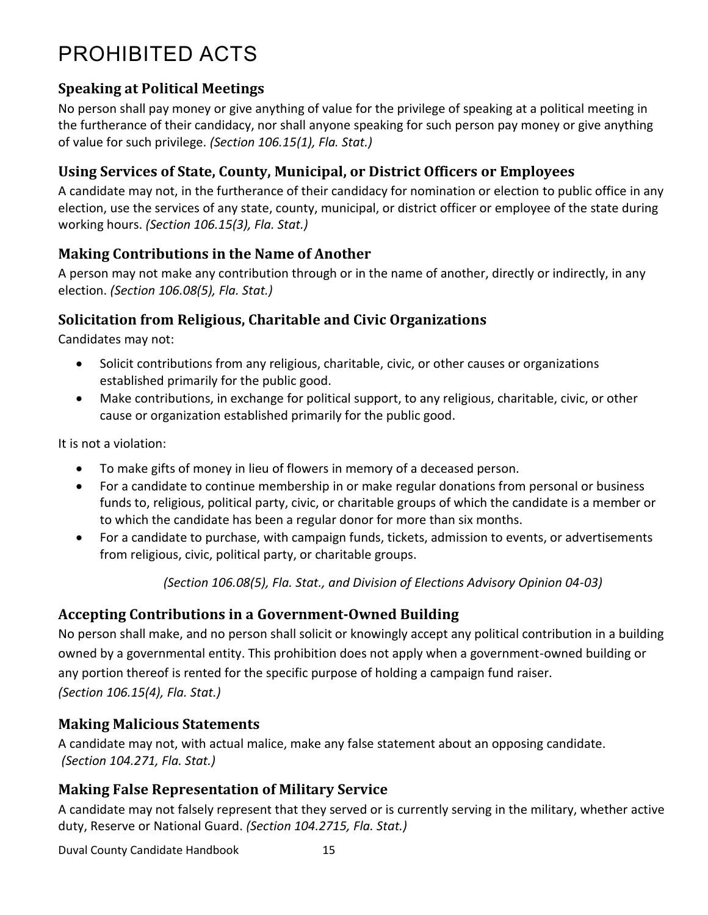# PROHIBITED ACTS

## Speaking at Political Meetings

No person shall pay money or give anything of value for the privilege of speaking at a political meeting in the furtherance of their candidacy, nor shall anyone speaking for such person pay money or give anything of value for such privilege. *(Section 106.15(1), Fla. Stat.)*

## Using Services of State, County, Municipal, or District Officers or Employees

A candidate may not, in the furtherance of their candidacy for nomination or election to public office in any election, use the services of any state, county, municipal, or district officer or employee of the state during working hours. *(Section 106.15(3), Fla. Stat.)*

## Making Contributions in the Name of Another

A person may not make any contribution through or in the name of another, directly or indirectly, in any election. *(Section 106.08(5), Fla. Stat.)*

## Solicitation from Religious, Charitable and Civic Organizations

Candidates may not:

- Solicit contributions from any religious, charitable, civic, or other causes or organizations established primarily for the public good.
- Make contributions, in exchange for political support, to any religious, charitable, civic, or other cause or organization established primarily for the public good.

It is not a violation:

- To make gifts of money in lieu of flowers in memory of a deceased person.
- For a candidate to continue membership in or make regular donations from personal or business funds to, religious, political party, civic, or charitable groups of which the candidate is a member or to which the candidate has been a regular donor for more than six months.
- For a candidate to purchase, with campaign funds, tickets, admission to events, or advertisements from religious, civic, political party, or charitable groups.

*(Section 106.08(5), Fla. Stat., and Division of Elections Advisory Opinion 04-03)*

## Accepting Contributions in a Government-Owned Building

No person shall make, and no person shall solicit or knowingly accept any political contribution in a building owned by a governmental entity. This prohibition does not apply when a government-owned building or any portion thereof is rented for the specific purpose of holding a campaign fund raiser. *(Section 106.15(4), Fla. Stat.)*

## Making Malicious Statements

A candidate may not, with actual malice, make any false statement about an opposing candidate. *(Section 104.271, Fla. Stat.)*

## Making False Representation of Military Service

A candidate may not falsely represent that they served or is currently serving in the military, whether active duty, Reserve or National Guard. *(Section 104.2715, Fla. Stat.)*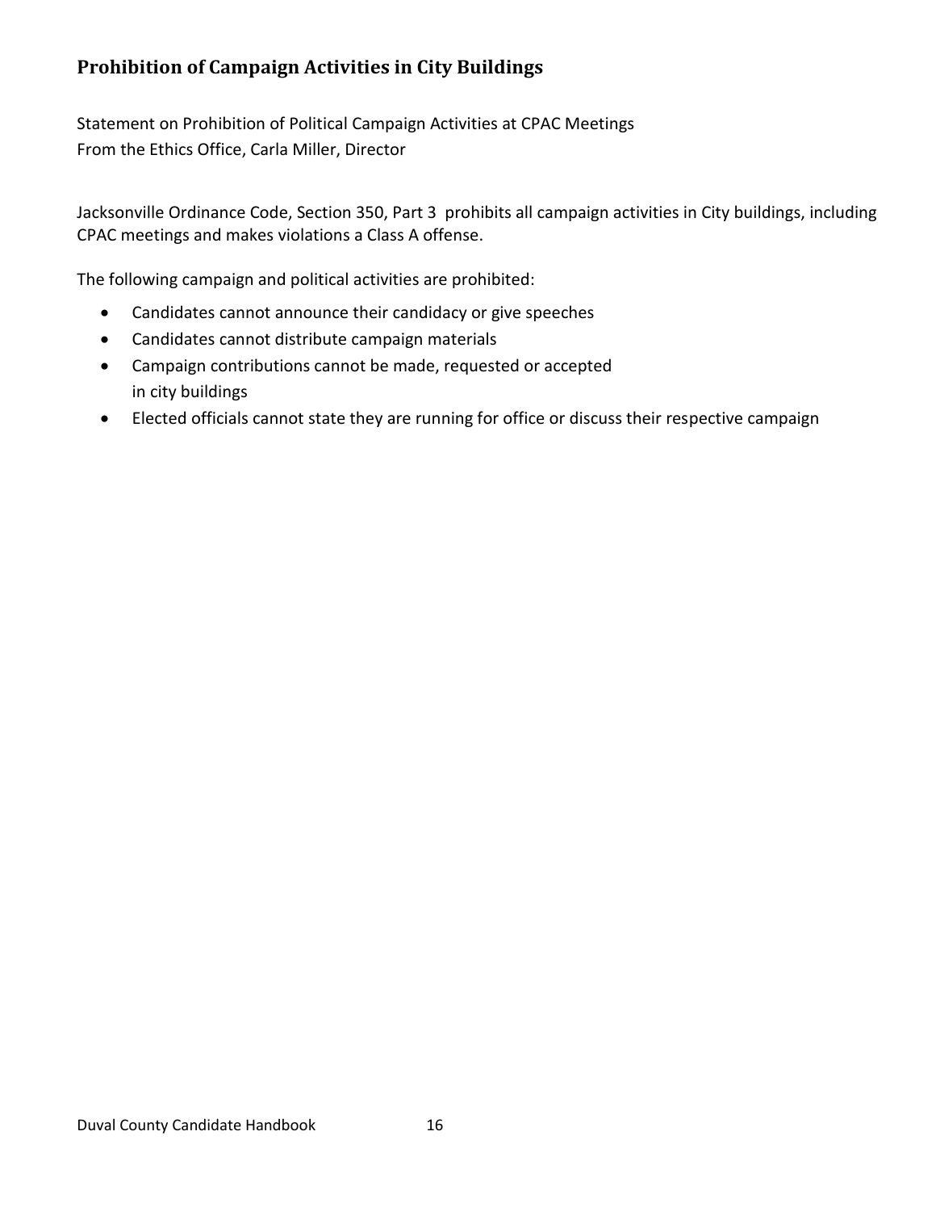## Prohibition of Campaign Activities in City Buildings

Statement on Prohibition of Political Campaign Activities at CPAC Meetings
From the Ethics Office, Carla Miller, Director

Jacksonville Ordinance Code, Section 350, Part 3 prohibits all campaign activities in City buildings, including CPAC meetings and makes violations a Class A offense.

The following campaign and political activities are prohibited:

- Candidates cannot announce their candidacy or give speeches
- Candidates cannot distribute campaign materials
- Campaign contributions cannot be made, requested or accepted in city buildings
- Elected officials cannot state they are running for office or discuss their respective campaign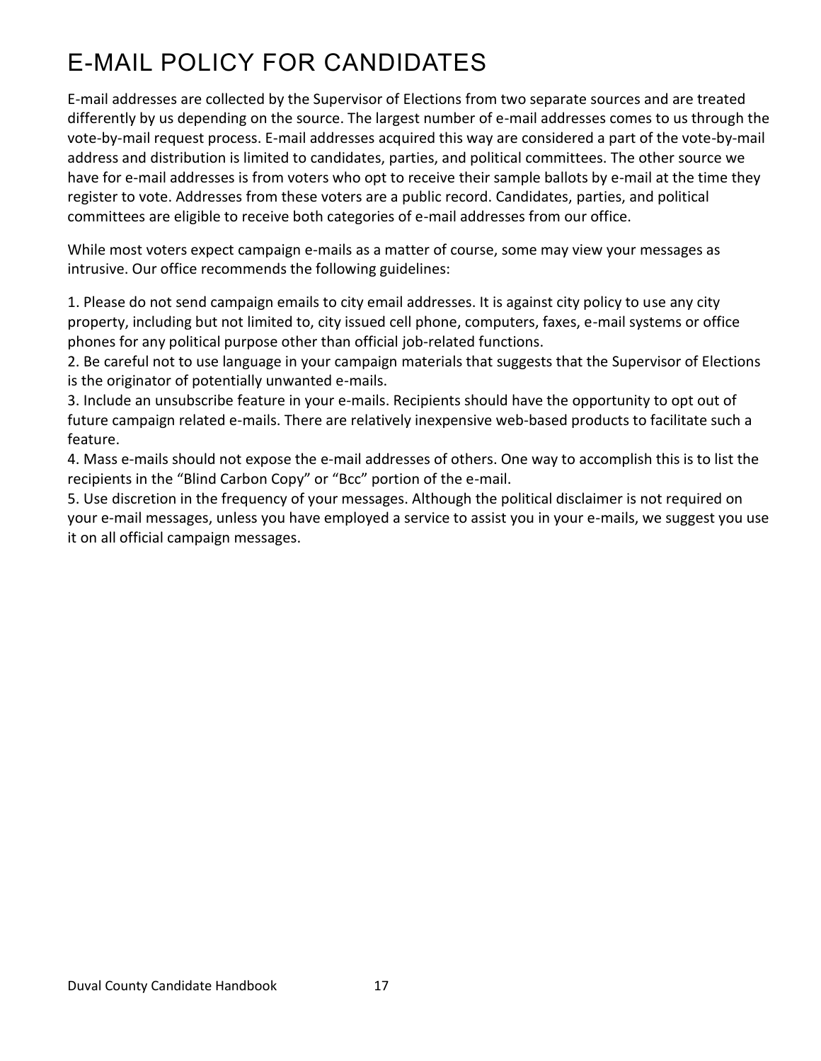# E-MAIL POLICY FOR CANDIDATES

E-mail addresses are collected by the Supervisor of Elections from two separate sources and are treated differently by us depending on the source. The largest number of e-mail addresses comes to us through the vote-by-mail request process. E-mail addresses acquired this way are considered a part of the vote-by-mail address and distribution is limited to candidates, parties, and political committees. The other source we have for e-mail addresses is from voters who opt to receive their sample ballots by e-mail at the time they register to vote. Addresses from these voters are a public record. Candidates, parties, and political committees are eligible to receive both categories of e-mail addresses from our office.

While most voters expect campaign e-mails as a matter of course, some may view your messages as intrusive. Our office recommends the following guidelines:

1. Please do not send campaign emails to city email addresses. It is against city policy to use any city property, including but not limited to, city issued cell phone, computers, faxes, e-mail systems or office phones for any political purpose other than official job-related functions.
2. Be careful not to use language in your campaign materials that suggests that the Supervisor of Elections is the originator of potentially unwanted e-mails.
3. Include an unsubscribe feature in your e-mails. Recipients should have the opportunity to opt out of future campaign related e-mails. There are relatively inexpensive web-based products to facilitate such a feature.
4. Mass e-mails should not expose the e-mail addresses of others. One way to accomplish this is to list the recipients in the "Blind Carbon Copy" or "Bcc" portion of the e-mail.
5. Use discretion in the frequency of your messages. Although the political disclaimer is not required on your e-mail messages, unless you have employed a service to assist you in your e-mails, we suggest you use it on all official campaign messages.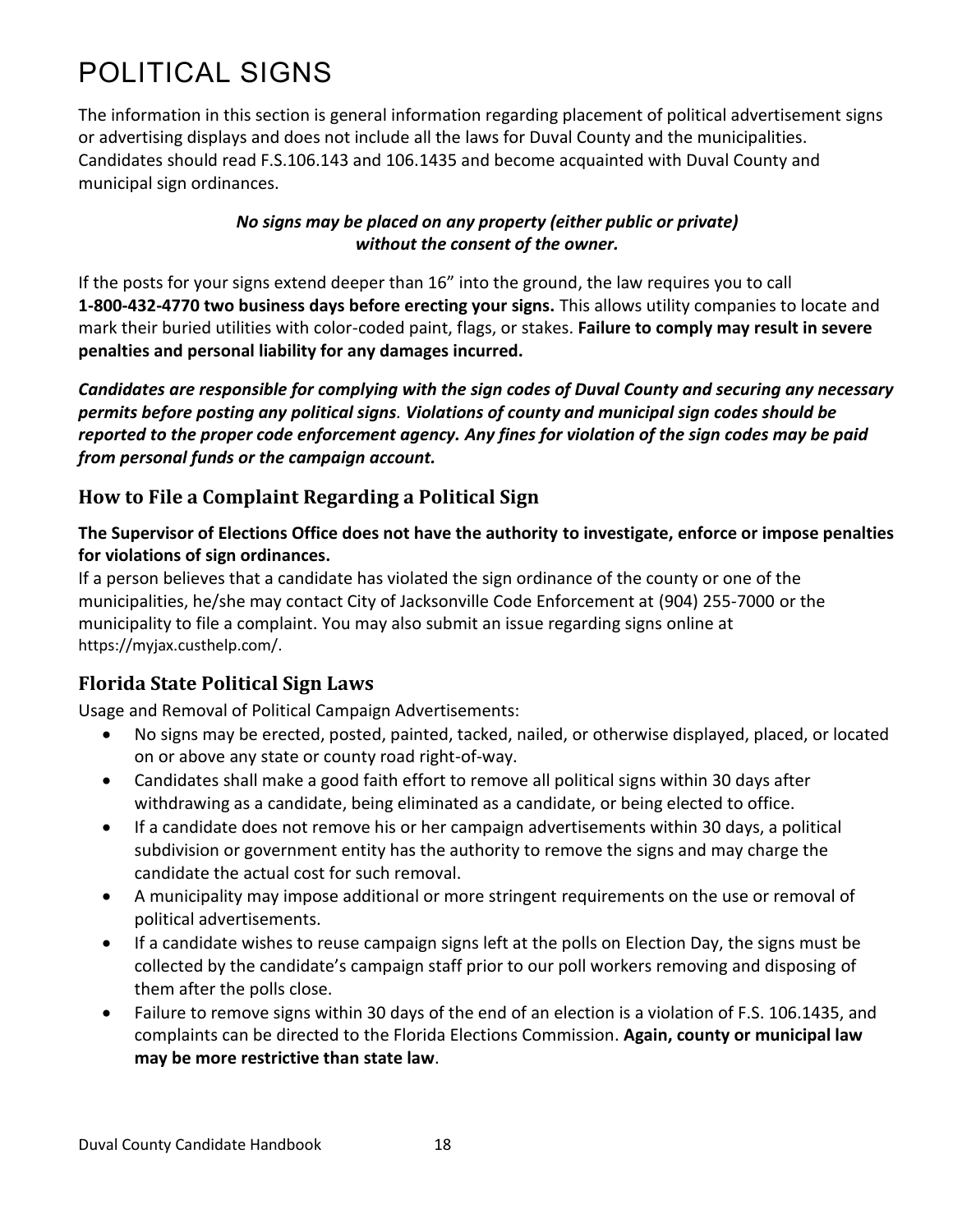# POLITICAL SIGNS

The information in this section is general information regarding placement of political advertisement signs or advertising displays and does not include all the laws for Duval County and the municipalities. Candidates should read F.S.106.143 and 106.1435 and become acquainted with Duval County and municipal sign ordinances.

***No signs may be placed on any property (either public or private) without the consent of the owner.***

If the posts for your signs extend deeper than 16" into the ground, the law requires you to call **1-800-432-4770 two business days before erecting your signs.** This allows utility companies to locate and mark their buried utilities with color-coded paint, flags, or stakes. **Failure to comply may result in severe penalties and personal liability for any damages incurred.**

***Candidates are responsible for complying with the sign codes of Duval County and securing any necessary permits before posting any political signs. Violations of county and municipal sign codes should be reported to the proper code enforcement agency. Any fines for violation of the sign codes may be paid from personal funds or the campaign account.***

## How to File a Complaint Regarding a Political Sign

**The Supervisor of Elections Office does not have the authority to investigate, enforce or impose penalties for violations of sign ordinances.**

If a person believes that a candidate has violated the sign ordinance of the county or one of the municipalities, he/she may contact City of Jacksonville Code Enforcement at (904) 255-7000 or the municipality to file a complaint. You may also submit an issue regarding signs online at https://myjax.custhelp.com/.

## Florida State Political Sign Laws

Usage and Removal of Political Campaign Advertisements:

- No signs may be erected, posted, painted, tacked, nailed, or otherwise displayed, placed, or located on or above any state or county road right-of-way.
- Candidates shall make a good faith effort to remove all political signs within 30 days after withdrawing as a candidate, being eliminated as a candidate, or being elected to office.
- If a candidate does not remove his or her campaign advertisements within 30 days, a political subdivision or government entity has the authority to remove the signs and may charge the candidate the actual cost for such removal.
- A municipality may impose additional or more stringent requirements on the use or removal of political advertisements.
- If a candidate wishes to reuse campaign signs left at the polls on Election Day, the signs must be collected by the candidate's campaign staff prior to our poll workers removing and disposing of them after the polls close.
- Failure to remove signs within 30 days of the end of an election is a violation of F.S. 106.1435, and complaints can be directed to the Florida Elections Commission. **Again, county or municipal law may be more restrictive than state law**.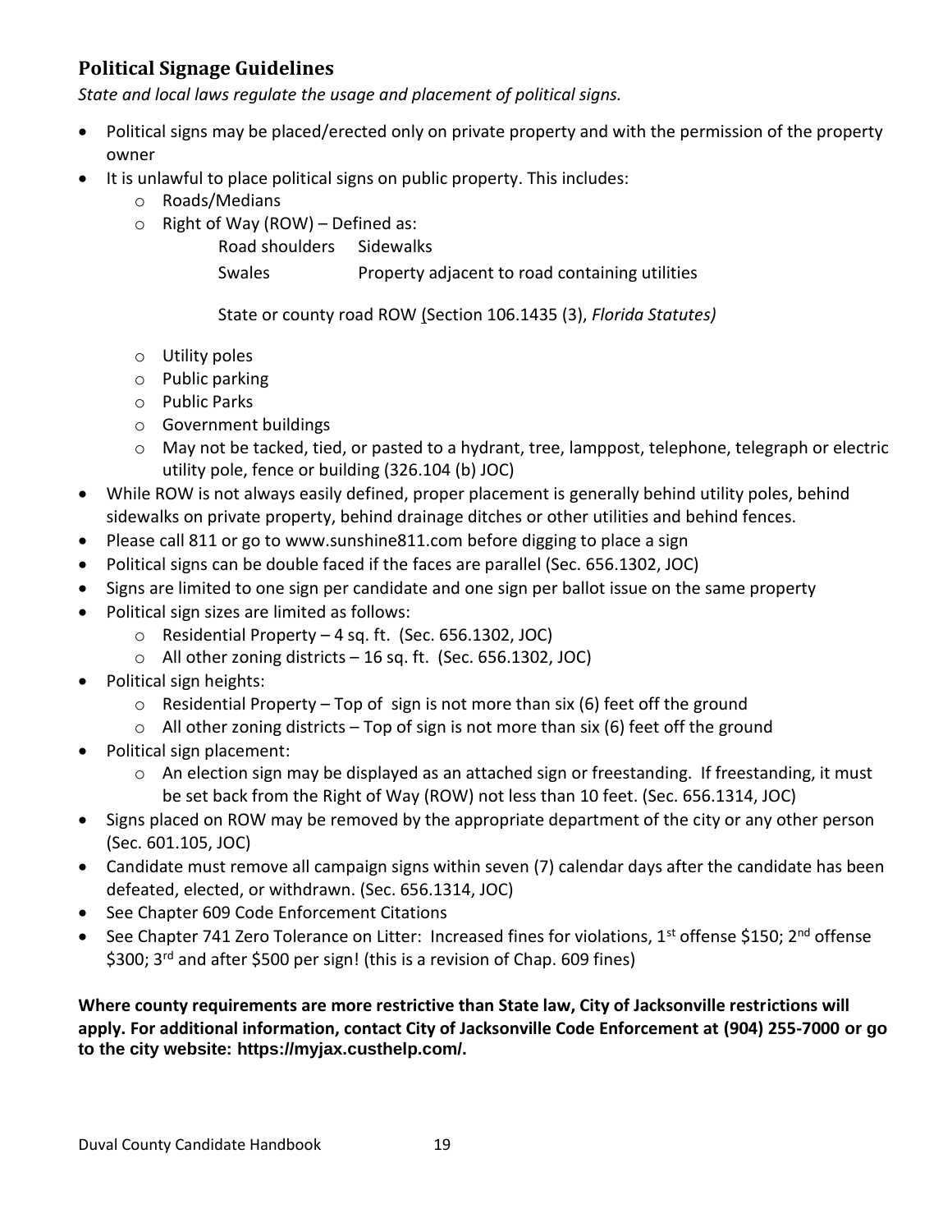## Political Signage Guidelines

*State and local laws regulate the usage and placement of political signs.*

- Political signs may be placed/erected only on private property and with the permission of the property owner
- It is unlawful to place political signs on public property. This includes:
  - Roads/Medians
  - Right of Way (ROW) – Defined as:

    Road shoulders    Sidewalks

    Swales    Property adjacent to road containing utilities

    State or county road ROW (Section 106.1435 (3), *Florida Statutes)*
  - Utility poles
  - Public parking
  - Public Parks
  - Government buildings
  - May not be tacked, tied, or pasted to a hydrant, tree, lamppost, telephone, telegraph or electric utility pole, fence or building (326.104 (b) JOC)
- While ROW is not always easily defined, proper placement is generally behind utility poles, behind sidewalks on private property, behind drainage ditches or other utilities and behind fences.
- Please call 811 or go to www.sunshine811.com before digging to place a sign
- Political signs can be double faced if the faces are parallel (Sec. 656.1302, JOC)
- Signs are limited to one sign per candidate and one sign per ballot issue on the same property
- Political sign sizes are limited as follows:
  - Residential Property – 4 sq. ft. (Sec. 656.1302, JOC)
  - All other zoning districts – 16 sq. ft. (Sec. 656.1302, JOC)
- Political sign heights:
  - Residential Property – Top of sign is not more than six (6) feet off the ground
  - All other zoning districts – Top of sign is not more than six (6) feet off the ground
- Political sign placement:
  - An election sign may be displayed as an attached sign or freestanding. If freestanding, it must be set back from the Right of Way (ROW) not less than 10 feet. (Sec. 656.1314, JOC)
- Signs placed on ROW may be removed by the appropriate department of the city or any other person (Sec. 601.105, JOC)
- Candidate must remove all campaign signs within seven (7) calendar days after the candidate has been defeated, elected, or withdrawn. (Sec. 656.1314, JOC)
- See Chapter 609 Code Enforcement Citations
- See Chapter 741 Zero Tolerance on Litter: Increased fines for violations, 1st offense $150; 2nd offense $300; 3rd and after $500 per sign! (this is a revision of Chap. 609 fines)

**Where county requirements are more restrictive than State law, City of Jacksonville restrictions will apply. For additional information, contact City of Jacksonville Code Enforcement at (904) 255-7000 or go to the city website: https://myjax.custhelp.com/.**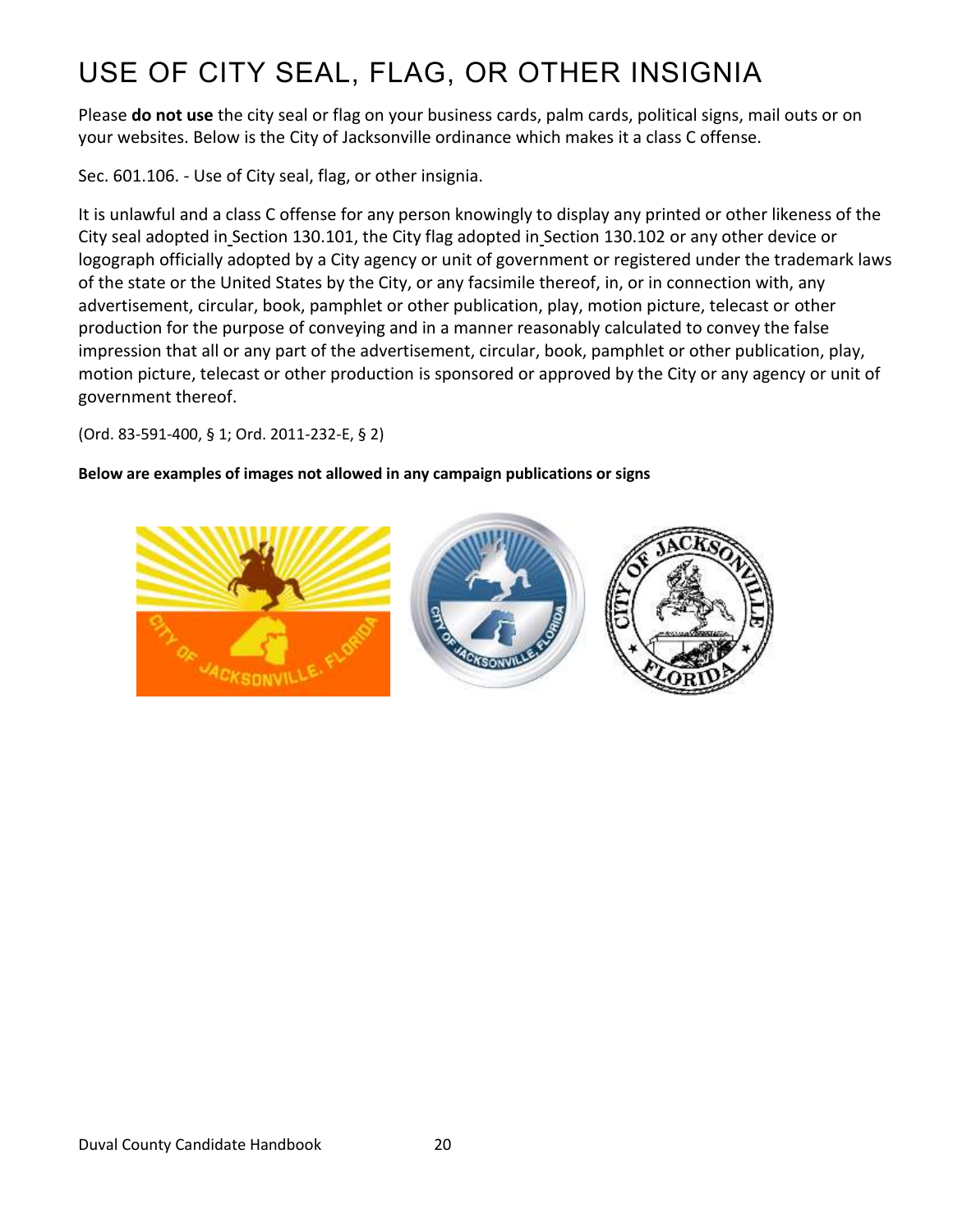# USE OF CITY SEAL, FLAG, OR OTHER INSIGNIA

Please **do not use** the city seal or flag on your business cards, palm cards, political signs, mail outs or on your websites. Below is the City of Jacksonville ordinance which makes it a class C offense.

Sec. 601.106. - Use of City seal, flag, or other insignia.

It is unlawful and a class C offense for any person knowingly to display any printed or other likeness of the City seal adopted in Section 130.101, the City flag adopted in Section 130.102 or any other device or logograph officially adopted by a City agency or unit of government or registered under the trademark laws of the state or the United States by the City, or any facsimile thereof, in, or in connection with, any advertisement, circular, book, pamphlet or other publication, play, motion picture, telecast or other production for the purpose of conveying and in a manner reasonably calculated to convey the false impression that all or any part of the advertisement, circular, book, pamphlet or other publication, play, motion picture, telecast or other production is sponsored or approved by the City or any agency or unit of government thereof.

(Ord. 83-591-400, § 1; Ord. 2011-232-E, § 2)

**Below are examples of images not allowed in any campaign publications or signs**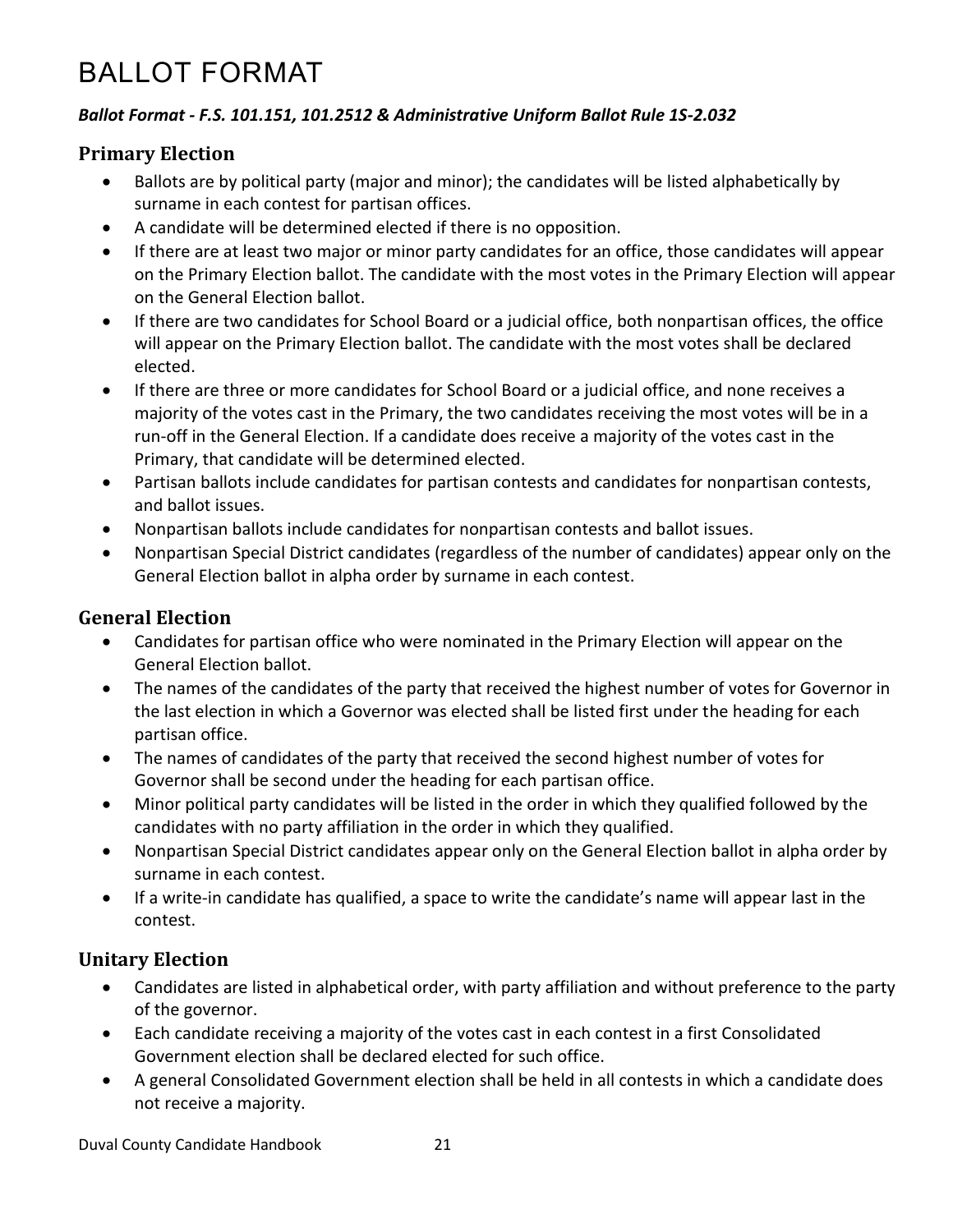# BALLOT FORMAT

***Ballot Format - F.S. 101.151, 101.2512 & Administrative Uniform Ballot Rule 1S-2.032***

## Primary Election

- Ballots are by political party (major and minor); the candidates will be listed alphabetically by surname in each contest for partisan offices.
- A candidate will be determined elected if there is no opposition.
- If there are at least two major or minor party candidates for an office, those candidates will appear on the Primary Election ballot. The candidate with the most votes in the Primary Election will appear on the General Election ballot.
- If there are two candidates for School Board or a judicial office, both nonpartisan offices, the office will appear on the Primary Election ballot. The candidate with the most votes shall be declared elected.
- If there are three or more candidates for School Board or a judicial office, and none receives a majority of the votes cast in the Primary, the two candidates receiving the most votes will be in a run-off in the General Election. If a candidate does receive a majority of the votes cast in the Primary, that candidate will be determined elected.
- Partisan ballots include candidates for partisan contests and candidates for nonpartisan contests, and ballot issues.
- Nonpartisan ballots include candidates for nonpartisan contests and ballot issues.
- Nonpartisan Special District candidates (regardless of the number of candidates) appear only on the General Election ballot in alpha order by surname in each contest.

## General Election

- Candidates for partisan office who were nominated in the Primary Election will appear on the General Election ballot.
- The names of the candidates of the party that received the highest number of votes for Governor in the last election in which a Governor was elected shall be listed first under the heading for each partisan office.
- The names of candidates of the party that received the second highest number of votes for Governor shall be second under the heading for each partisan office.
- Minor political party candidates will be listed in the order in which they qualified followed by the candidates with no party affiliation in the order in which they qualified.
- Nonpartisan Special District candidates appear only on the General Election ballot in alpha order by surname in each contest.
- If a write-in candidate has qualified, a space to write the candidate's name will appear last in the contest.

## Unitary Election

- Candidates are listed in alphabetical order, with party affiliation and without preference to the party of the governor.
- Each candidate receiving a majority of the votes cast in each contest in a first Consolidated Government election shall be declared elected for such office.
- A general Consolidated Government election shall be held in all contests in which a candidate does not receive a majority.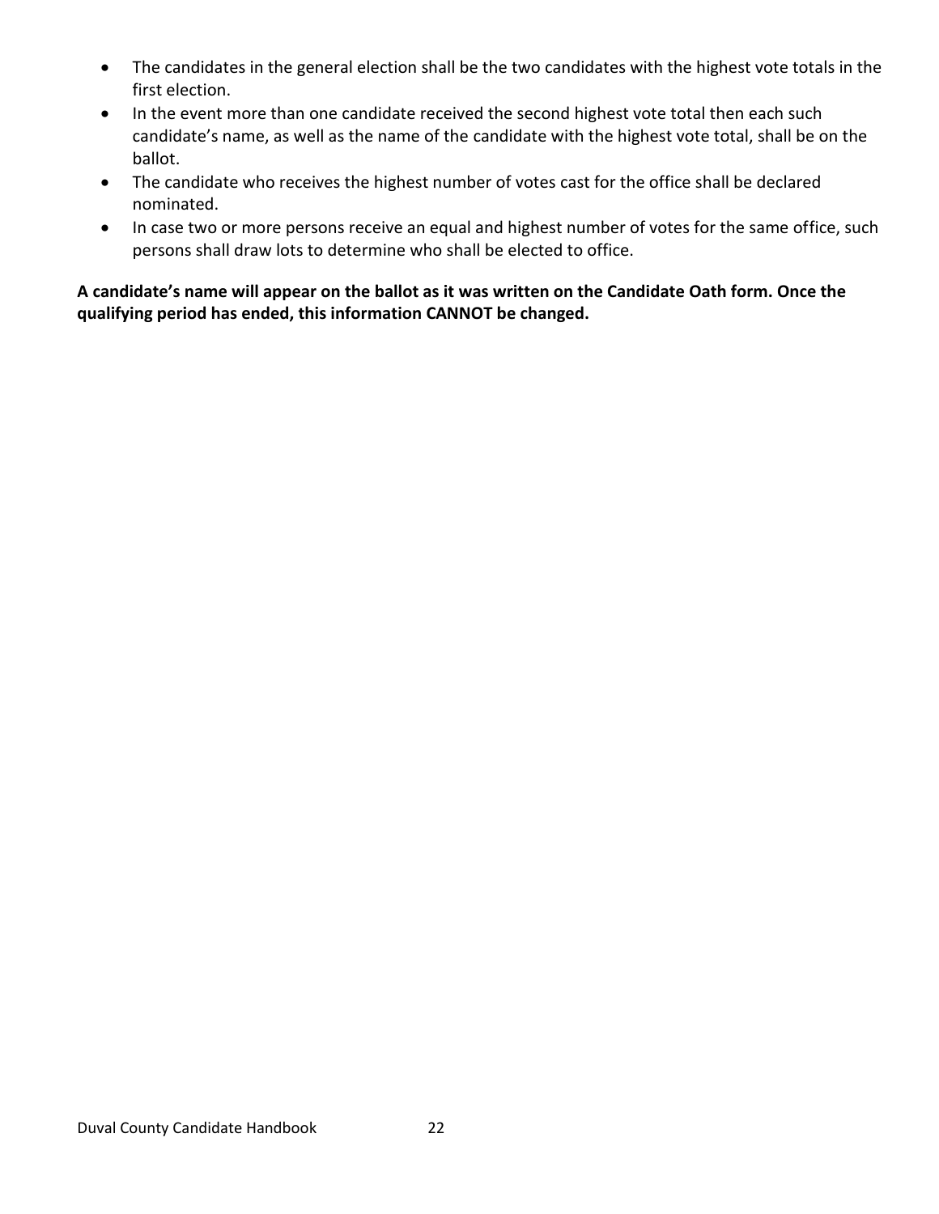- The candidates in the general election shall be the two candidates with the highest vote totals in the first election.
- In the event more than one candidate received the second highest vote total then each such candidate's name, as well as the name of the candidate with the highest vote total, shall be on the ballot.
- The candidate who receives the highest number of votes cast for the office shall be declared nominated.
- In case two or more persons receive an equal and highest number of votes for the same office, such persons shall draw lots to determine who shall be elected to office.

**A candidate's name will appear on the ballot as it was written on the Candidate Oath form. Once the qualifying period has ended, this information CANNOT be changed.**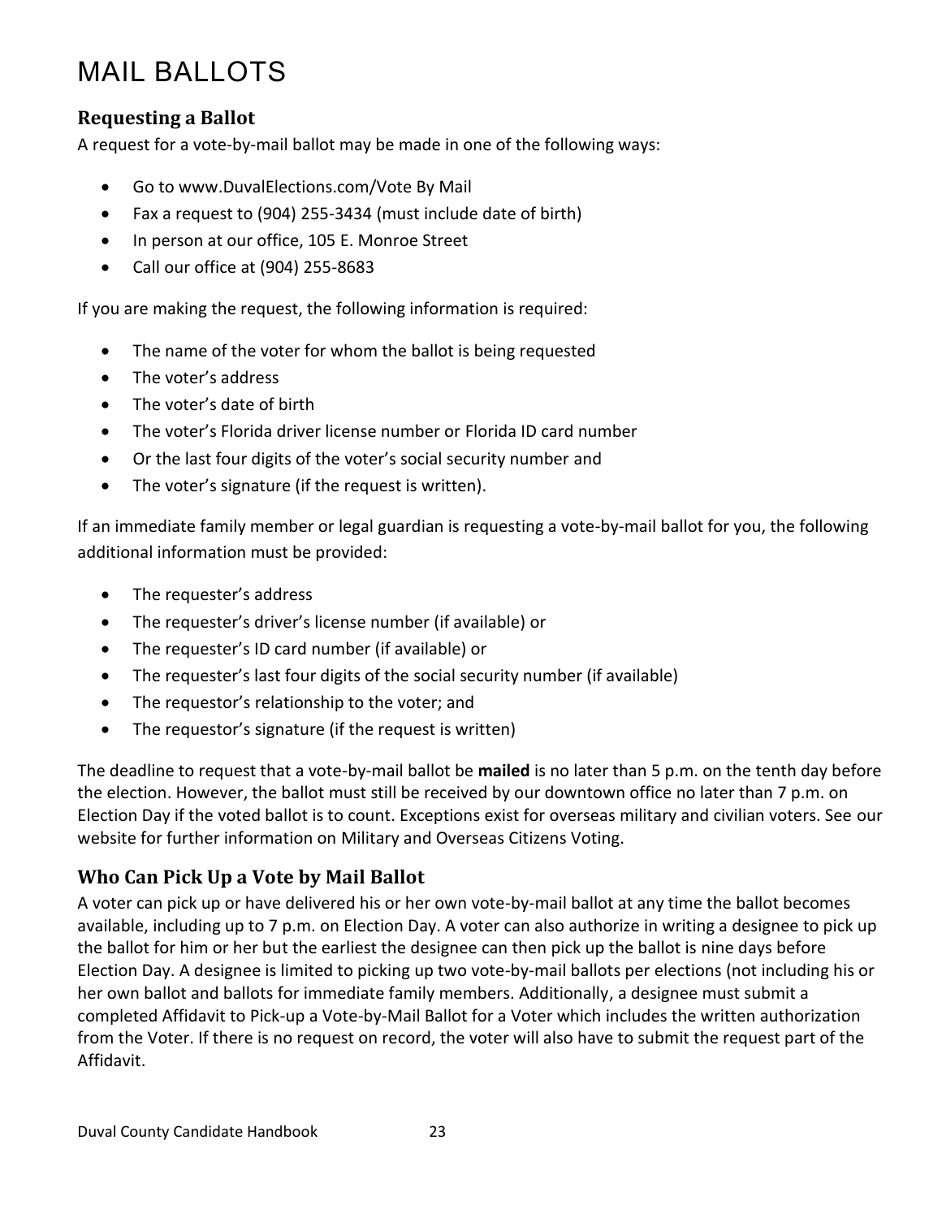# MAIL BALLOTS

## Requesting a Ballot

A request for a vote-by-mail ballot may be made in one of the following ways:

- Go to www.DuvalElections.com/Vote By Mail
- Fax a request to (904) 255-3434 (must include date of birth)
- In person at our office, 105 E. Monroe Street
- Call our office at (904) 255-8683

If you are making the request, the following information is required:

- The name of the voter for whom the ballot is being requested
- The voter's address
- The voter's date of birth
- The voter's Florida driver license number or Florida ID card number
- Or the last four digits of the voter's social security number and
- The voter's signature (if the request is written).

If an immediate family member or legal guardian is requesting a vote-by-mail ballot for you, the following additional information must be provided:

- The requester's address
- The requester's driver's license number (if available) or
- The requester's ID card number (if available) or
- The requester's last four digits of the social security number (if available)
- The requestor's relationship to the voter; and
- The requestor's signature (if the request is written)

The deadline to request that a vote-by-mail ballot be **mailed** is no later than 5 p.m. on the tenth day before the election. However, the ballot must still be received by our downtown office no later than 7 p.m. on Election Day if the voted ballot is to count. Exceptions exist for overseas military and civilian voters. See our website for further information on Military and Overseas Citizens Voting.

## Who Can Pick Up a Vote by Mail Ballot

A voter can pick up or have delivered his or her own vote-by-mail ballot at any time the ballot becomes available, including up to 7 p.m. on Election Day. A voter can also authorize in writing a designee to pick up the ballot for him or her but the earliest the designee can then pick up the ballot is nine days before Election Day. A designee is limited to picking up two vote-by-mail ballots per elections (not including his or her own ballot and ballots for immediate family members. Additionally, a designee must submit a completed Affidavit to Pick-up a Vote-by-Mail Ballot for a Voter which includes the written authorization from the Voter. If there is no request on record, the voter will also have to submit the request part of the Affidavit.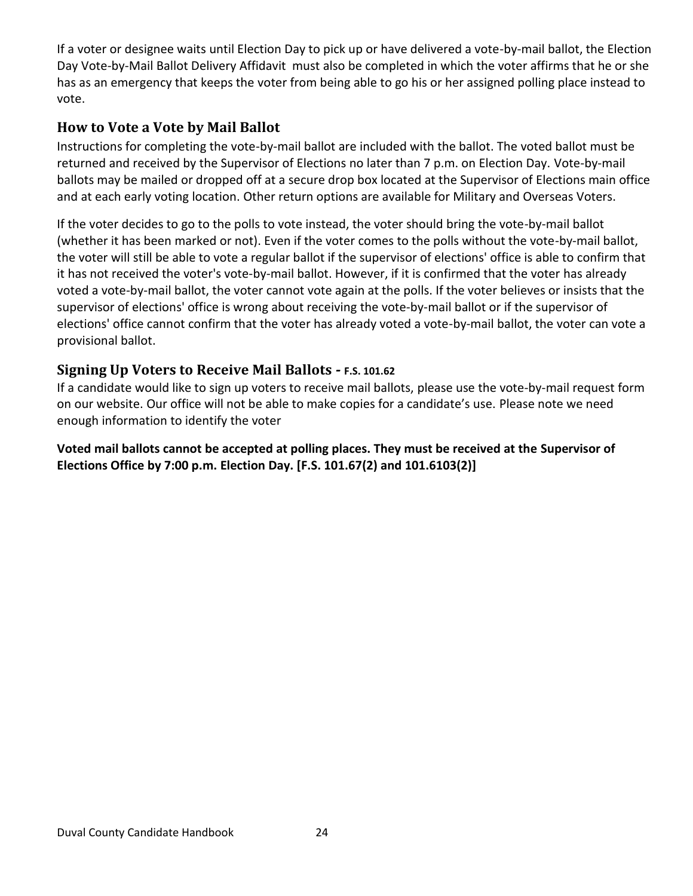If a voter or designee waits until Election Day to pick up or have delivered a vote-by-mail ballot, the Election Day Vote-by-Mail Ballot Delivery Affidavit  must also be completed in which the voter affirms that he or she has as an emergency that keeps the voter from being able to go his or her assigned polling place instead to vote.

## How to Vote a Vote by Mail Ballot

Instructions for completing the vote-by-mail ballot are included with the ballot. The voted ballot must be returned and received by the Supervisor of Elections no later than 7 p.m. on Election Day. Vote-by-mail ballots may be mailed or dropped off at a secure drop box located at the Supervisor of Elections main office and at each early voting location. Other return options are available for Military and Overseas Voters.

If the voter decides to go to the polls to vote instead, the voter should bring the vote-by-mail ballot (whether it has been marked or not). Even if the voter comes to the polls without the vote-by-mail ballot, the voter will still be able to vote a regular ballot if the supervisor of elections' office is able to confirm that it has not received the voter's vote-by-mail ballot. However, if it is confirmed that the voter has already voted a vote-by-mail ballot, the voter cannot vote again at the polls. If the voter believes or insists that the supervisor of elections' office is wrong about receiving the vote-by-mail ballot or if the supervisor of elections' office cannot confirm that the voter has already voted a vote-by-mail ballot, the voter can vote a provisional ballot.

## Signing Up Voters to Receive Mail Ballots - F.S. 101.62

If a candidate would like to sign up voters to receive mail ballots, please use the vote-by-mail request form on our website. Our office will not be able to make copies for a candidate's use. Please note we need enough information to identify the voter

**Voted mail ballots cannot be accepted at polling places. They must be received at the Supervisor of Elections Office by 7:00 p.m. Election Day. [F.S. 101.67(2) and 101.6103(2)]**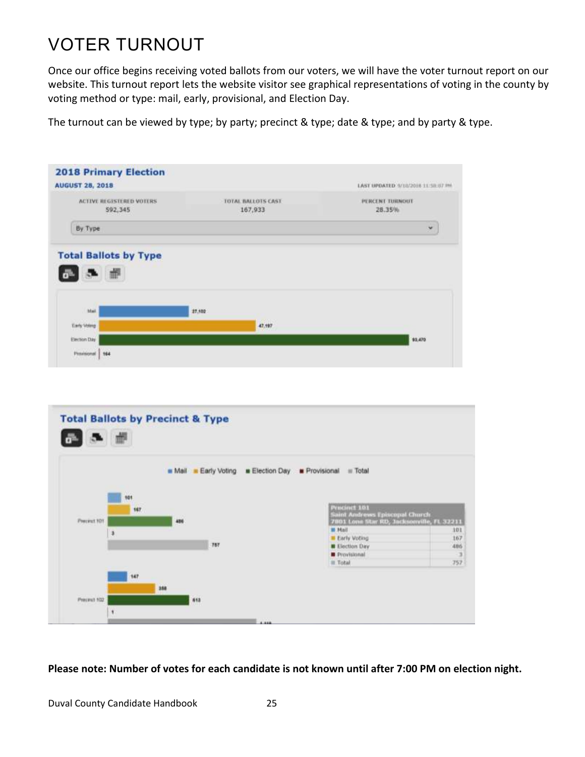# VOTER TURNOUT

Once our office begins receiving voted ballots from our voters, we will have the voter turnout report on our website. This turnout report lets the website visitor see graphical representations of voting in the county by voting method or type: mail, early, provisional, and Election Day.

The turnout can be viewed by type; by party; precinct & type; date & type; and by party & type.

**2018 Primary Election**
**AUGUST 28, 2018**

LAST UPDATED 9/10/2018 11:58:07 PM

| ACTIVE REGISTERED VOTERS | TOTAL BALLOTS CAST | PERCENT TURNOUT |
|---|---|---|
| 592,345 | 167,933 | 28.35% |

By Type

**Total Ballots by Type**

| Type | Ballots |
|---|---|
| Mail | 27,102 |
| Early Voting | 47,197 |
| Election Day | 93,470 |
| Provisional | 164 |

**Total Ballots by Precinct & Type**

Mail · Early Voting · Election Day · Provisional · Total

| Precinct | Mail | Early Voting | Election Day | Provisional | Total |
|---|---|---|---|---|---|
| Precinct 101 | 101 | 167 | 486 | 3 | 757 |
| Precinct 102 | 147 | 358 | 613 | 1 | |

Precinct 101
Saint Andrews Episcopal Church
7801 Lone Star RD, Jacksonville, FL 32211

| | |
|---|---|
| Mail | 101 |
| Early Voting | 167 |
| Election Day | 486 |
| Provisional | 3 |
| Total | 757 |

**Please note: Number of votes for each candidate is not known until after 7:00 PM on election night.**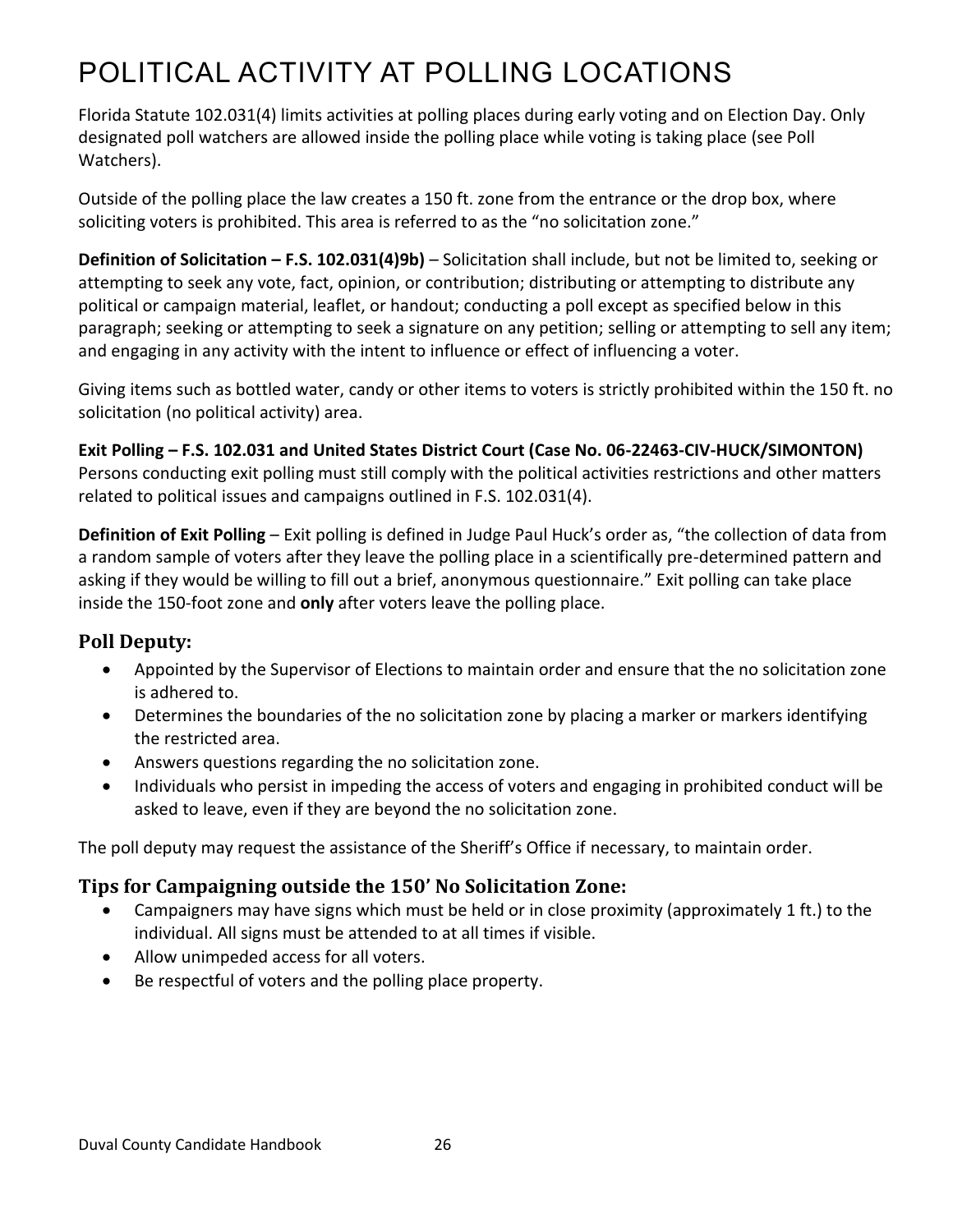# POLITICAL ACTIVITY AT POLLING LOCATIONS

Florida Statute 102.031(4) limits activities at polling places during early voting and on Election Day. Only designated poll watchers are allowed inside the polling place while voting is taking place (see Poll Watchers).

Outside of the polling place the law creates a 150 ft. zone from the entrance or the drop box, where soliciting voters is prohibited. This area is referred to as the "no solicitation zone."

**Definition of Solicitation – F.S. 102.031(4)9b)** – Solicitation shall include, but not be limited to, seeking or attempting to seek any vote, fact, opinion, or contribution; distributing or attempting to distribute any political or campaign material, leaflet, or handout; conducting a poll except as specified below in this paragraph; seeking or attempting to seek a signature on any petition; selling or attempting to sell any item; and engaging in any activity with the intent to influence or effect of influencing a voter.

Giving items such as bottled water, candy or other items to voters is strictly prohibited within the 150 ft. no solicitation (no political activity) area.

**Exit Polling – F.S. 102.031 and United States District Court (Case No. 06-22463-CIV-HUCK/SIMONTON)**
Persons conducting exit polling must still comply with the political activities restrictions and other matters related to political issues and campaigns outlined in F.S. 102.031(4).

**Definition of Exit Polling** – Exit polling is defined in Judge Paul Huck's order as, "the collection of data from a random sample of voters after they leave the polling place in a scientifically pre-determined pattern and asking if they would be willing to fill out a brief, anonymous questionnaire." Exit polling can take place inside the 150-foot zone and **only** after voters leave the polling place.

### Poll Deputy:

- Appointed by the Supervisor of Elections to maintain order and ensure that the no solicitation zone is adhered to.
- Determines the boundaries of the no solicitation zone by placing a marker or markers identifying the restricted area.
- Answers questions regarding the no solicitation zone.
- Individuals who persist in impeding the access of voters and engaging in prohibited conduct will be asked to leave, even if they are beyond the no solicitation zone.

The poll deputy may request the assistance of the Sheriff's Office if necessary, to maintain order.

### Tips for Campaigning outside the 150' No Solicitation Zone:

- Campaigners may have signs which must be held or in close proximity (approximately 1 ft.) to the individual. All signs must be attended to at all times if visible.
- Allow unimpeded access for all voters.
- Be respectful of voters and the polling place property.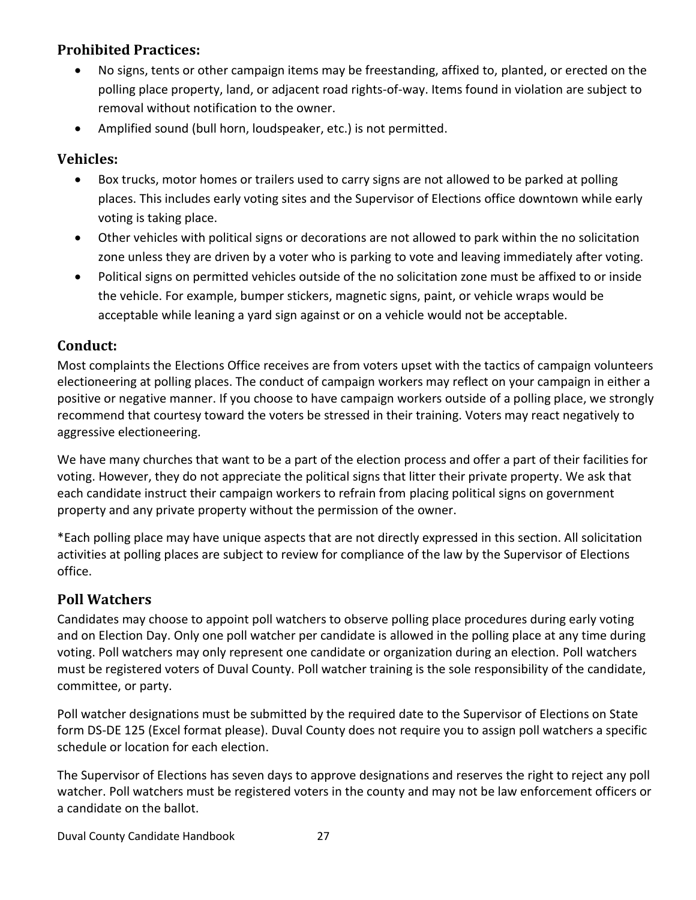### Prohibited Practices:

- No signs, tents or other campaign items may be freestanding, affixed to, planted, or erected on the polling place property, land, or adjacent road rights-of-way. Items found in violation are subject to removal without notification to the owner.
- Amplified sound (bull horn, loudspeaker, etc.) is not permitted.

### Vehicles:

- Box trucks, motor homes or trailers used to carry signs are not allowed to be parked at polling places. This includes early voting sites and the Supervisor of Elections office downtown while early voting is taking place.
- Other vehicles with political signs or decorations are not allowed to park within the no solicitation zone unless they are driven by a voter who is parking to vote and leaving immediately after voting.
- Political signs on permitted vehicles outside of the no solicitation zone must be affixed to or inside the vehicle. For example, bumper stickers, magnetic signs, paint, or vehicle wraps would be acceptable while leaning a yard sign against or on a vehicle would not be acceptable.

### Conduct:

Most complaints the Elections Office receives are from voters upset with the tactics of campaign volunteers electioneering at polling places. The conduct of campaign workers may reflect on your campaign in either a positive or negative manner. If you choose to have campaign workers outside of a polling place, we strongly recommend that courtesy toward the voters be stressed in their training. Voters may react negatively to aggressive electioneering.

We have many churches that want to be a part of the election process and offer a part of their facilities for voting. However, they do not appreciate the political signs that litter their private property. We ask that each candidate instruct their campaign workers to refrain from placing political signs on government property and any private property without the permission of the owner.

*Each polling place may have unique aspects that are not directly expressed in this section. All solicitation activities at polling places are subject to review for compliance of the law by the Supervisor of Elections office.

## Poll Watchers

Candidates may choose to appoint poll watchers to observe polling place procedures during early voting and on Election Day. Only one poll watcher per candidate is allowed in the polling place at any time during voting. Poll watchers may only represent one candidate or organization during an election. Poll watchers must be registered voters of Duval County. Poll watcher training is the sole responsibility of the candidate, committee, or party.

Poll watcher designations must be submitted by the required date to the Supervisor of Elections on State form DS-DE 125 (Excel format please). Duval County does not require you to assign poll watchers a specific schedule or location for each election.

The Supervisor of Elections has seven days to approve designations and reserves the right to reject any poll watcher. Poll watchers must be registered voters in the county and may not be law enforcement officers or a candidate on the ballot.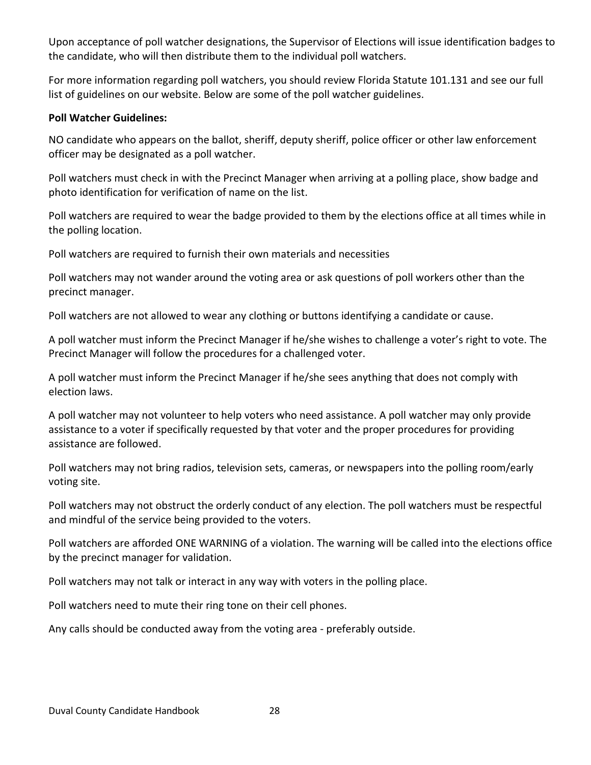Upon acceptance of poll watcher designations, the Supervisor of Elections will issue identification badges to the candidate, who will then distribute them to the individual poll watchers.

For more information regarding poll watchers, you should review Florida Statute 101.131 and see our full list of guidelines on our website. Below are some of the poll watcher guidelines.

**Poll Watcher Guidelines:**

NO candidate who appears on the ballot, sheriff, deputy sheriff, police officer or other law enforcement officer may be designated as a poll watcher.

Poll watchers must check in with the Precinct Manager when arriving at a polling place, show badge and photo identification for verification of name on the list.

Poll watchers are required to wear the badge provided to them by the elections office at all times while in the polling location.

Poll watchers are required to furnish their own materials and necessities

Poll watchers may not wander around the voting area or ask questions of poll workers other than the precinct manager.

Poll watchers are not allowed to wear any clothing or buttons identifying a candidate or cause.

A poll watcher must inform the Precinct Manager if he/she wishes to challenge a voter's right to vote. The Precinct Manager will follow the procedures for a challenged voter.

A poll watcher must inform the Precinct Manager if he/she sees anything that does not comply with election laws.

A poll watcher may not volunteer to help voters who need assistance. A poll watcher may only provide assistance to a voter if specifically requested by that voter and the proper procedures for providing assistance are followed.

Poll watchers may not bring radios, television sets, cameras, or newspapers into the polling room/early voting site.

Poll watchers may not obstruct the orderly conduct of any election. The poll watchers must be respectful and mindful of the service being provided to the voters.

Poll watchers are afforded ONE WARNING of a violation. The warning will be called into the elections office by the precinct manager for validation.

Poll watchers may not talk or interact in any way with voters in the polling place.

Poll watchers need to mute their ring tone on their cell phones.

Any calls should be conducted away from the voting area - preferably outside.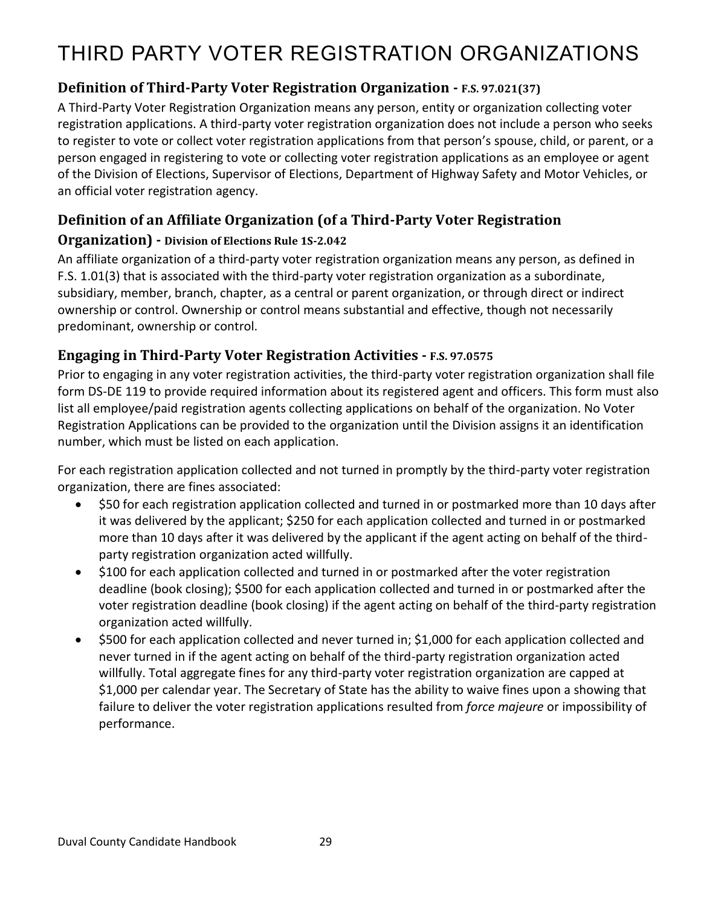# THIRD PARTY VOTER REGISTRATION ORGANIZATIONS

## Definition of Third-Party Voter Registration Organization - F.S. 97.021(37)

A Third-Party Voter Registration Organization means any person, entity or organization collecting voter registration applications. A third-party voter registration organization does not include a person who seeks to register to vote or collect voter registration applications from that person's spouse, child, or parent, or a person engaged in registering to vote or collecting voter registration applications as an employee or agent of the Division of Elections, Supervisor of Elections, Department of Highway Safety and Motor Vehicles, or an official voter registration agency.

## Definition of an Affiliate Organization (of a Third-Party Voter Registration Organization) - Division of Elections Rule 1S-2.042

An affiliate organization of a third-party voter registration organization means any person, as defined in F.S. 1.01(3) that is associated with the third-party voter registration organization as a subordinate, subsidiary, member, branch, chapter, as a central or parent organization, or through direct or indirect ownership or control. Ownership or control means substantial and effective, though not necessarily predominant, ownership or control.

## Engaging in Third-Party Voter Registration Activities - F.S. 97.0575

Prior to engaging in any voter registration activities, the third-party voter registration organization shall file form DS-DE 119 to provide required information about its registered agent and officers. This form must also list all employee/paid registration agents collecting applications on behalf of the organization. No Voter Registration Applications can be provided to the organization until the Division assigns it an identification number, which must be listed on each application.

For each registration application collected and not turned in promptly by the third-party voter registration organization, there are fines associated:

- $50 for each registration application collected and turned in or postmarked more than 10 days after it was delivered by the applicant; $250 for each application collected and turned in or postmarked more than 10 days after it was delivered by the applicant if the agent acting on behalf of the third-party registration organization acted willfully.
- $100 for each application collected and turned in or postmarked after the voter registration deadline (book closing); $500 for each application collected and turned in or postmarked after the voter registration deadline (book closing) if the agent acting on behalf of the third-party registration organization acted willfully.
- $500 for each application collected and never turned in; $1,000 for each application collected and never turned in if the agent acting on behalf of the third-party registration organization acted willfully. Total aggregate fines for any third-party voter registration organization are capped at $1,000 per calendar year. The Secretary of State has the ability to waive fines upon a showing that failure to deliver the voter registration applications resulted from *force majeure* or impossibility of performance.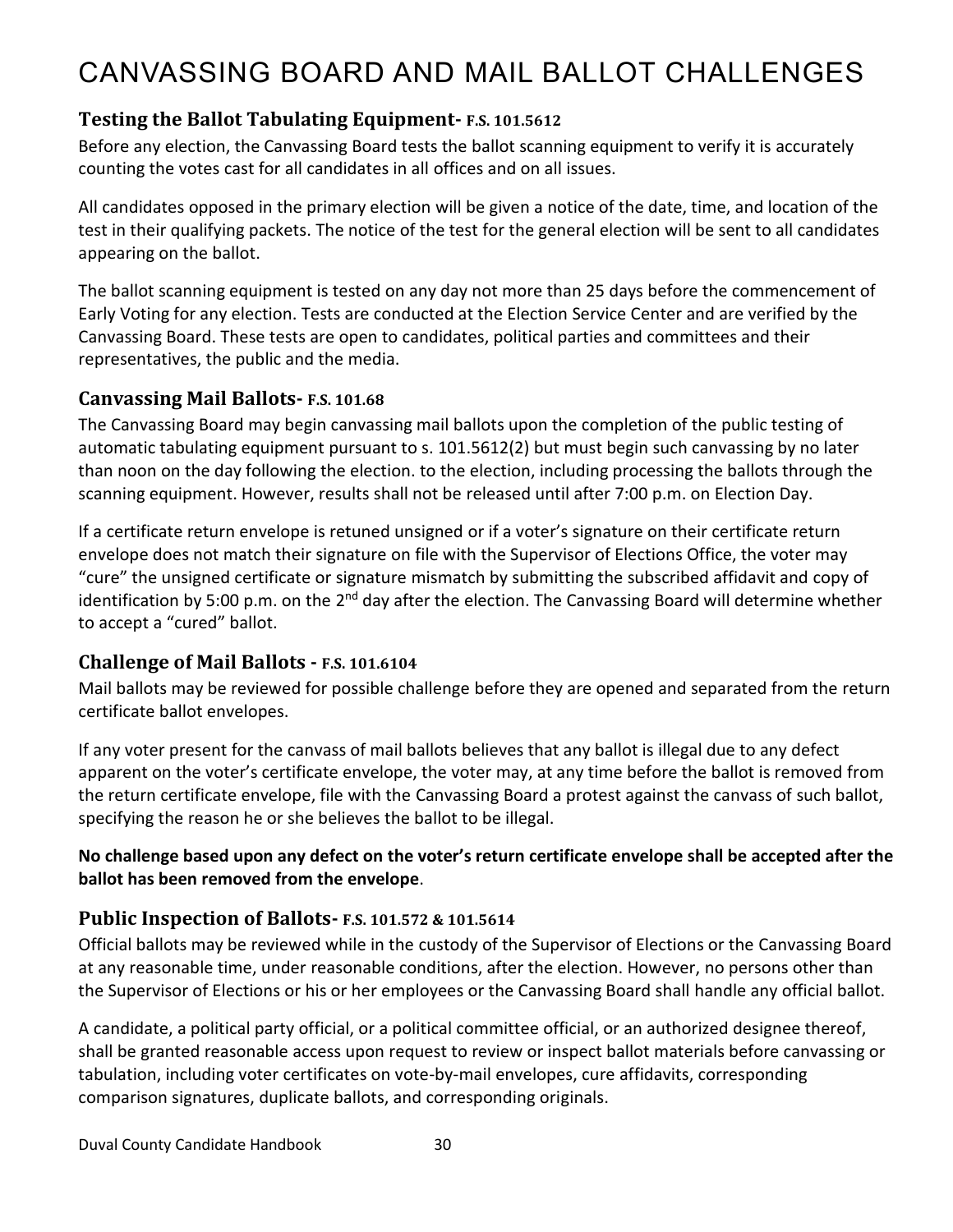# CANVASSING BOARD AND MAIL BALLOT CHALLENGES

### Testing the Ballot Tabulating Equipment- F.S. 101.5612

Before any election, the Canvassing Board tests the ballot scanning equipment to verify it is accurately counting the votes cast for all candidates in all offices and on all issues.

All candidates opposed in the primary election will be given a notice of the date, time, and location of the test in their qualifying packets. The notice of the test for the general election will be sent to all candidates appearing on the ballot.

The ballot scanning equipment is tested on any day not more than 25 days before the commencement of Early Voting for any election. Tests are conducted at the Election Service Center and are verified by the Canvassing Board. These tests are open to candidates, political parties and committees and their representatives, the public and the media.

### Canvassing Mail Ballots- F.S. 101.68

The Canvassing Board may begin canvassing mail ballots upon the completion of the public testing of automatic tabulating equipment pursuant to s. 101.5612(2) but must begin such canvassing by no later than noon on the day following the election. to the election, including processing the ballots through the scanning equipment. However, results shall not be released until after 7:00 p.m. on Election Day.

If a certificate return envelope is retuned unsigned or if a voter's signature on their certificate return envelope does not match their signature on file with the Supervisor of Elections Office, the voter may "cure" the unsigned certificate or signature mismatch by submitting the subscribed affidavit and copy of identification by 5:00 p.m. on the 2nd day after the election. The Canvassing Board will determine whether to accept a "cured" ballot.

### Challenge of Mail Ballots - F.S. 101.6104

Mail ballots may be reviewed for possible challenge before they are opened and separated from the return certificate ballot envelopes.

If any voter present for the canvass of mail ballots believes that any ballot is illegal due to any defect apparent on the voter's certificate envelope, the voter may, at any time before the ballot is removed from the return certificate envelope, file with the Canvassing Board a protest against the canvass of such ballot, specifying the reason he or she believes the ballot to be illegal.

**No challenge based upon any defect on the voter's return certificate envelope shall be accepted after the ballot has been removed from the envelope**.

### Public Inspection of Ballots- F.S. 101.572 & 101.5614

Official ballots may be reviewed while in the custody of the Supervisor of Elections or the Canvassing Board at any reasonable time, under reasonable conditions, after the election. However, no persons other than the Supervisor of Elections or his or her employees or the Canvassing Board shall handle any official ballot.

A candidate, a political party official, or a political committee official, or an authorized designee thereof, shall be granted reasonable access upon request to review or inspect ballot materials before canvassing or tabulation, including voter certificates on vote-by-mail envelopes, cure affidavits, corresponding comparison signatures, duplicate ballots, and corresponding originals.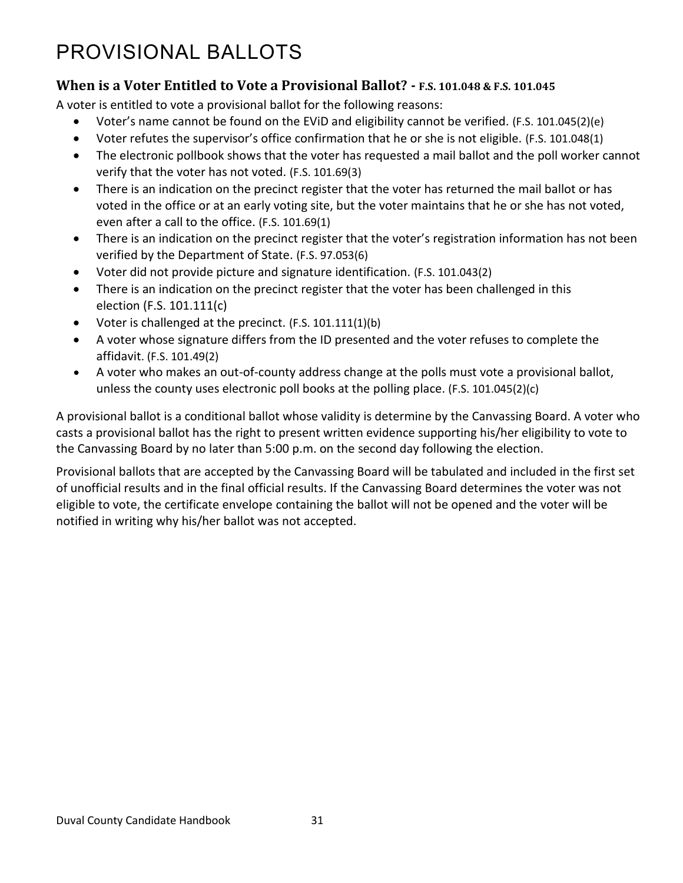# PROVISIONAL BALLOTS

### When is a Voter Entitled to Vote a Provisional Ballot? - F.S. 101.048 & F.S. 101.045

A voter is entitled to vote a provisional ballot for the following reasons:

- Voter's name cannot be found on the EViD and eligibility cannot be verified. (F.S. 101.045(2)(e)
- Voter refutes the supervisor's office confirmation that he or she is not eligible. (F.S. 101.048(1)
- The electronic pollbook shows that the voter has requested a mail ballot and the poll worker cannot verify that the voter has not voted. (F.S. 101.69(3)
- There is an indication on the precinct register that the voter has returned the mail ballot or has voted in the office or at an early voting site, but the voter maintains that he or she has not voted, even after a call to the office. (F.S. 101.69(1)
- There is an indication on the precinct register that the voter's registration information has not been verified by the Department of State. (F.S. 97.053(6)
- Voter did not provide picture and signature identification. (F.S. 101.043(2)
- There is an indication on the precinct register that the voter has been challenged in this election (F.S. 101.111(c)
- Voter is challenged at the precinct. (F.S. 101.111(1)(b)
- A voter whose signature differs from the ID presented and the voter refuses to complete the affidavit. (F.S. 101.49(2)
- A voter who makes an out-of-county address change at the polls must vote a provisional ballot, unless the county uses electronic poll books at the polling place. (F.S. 101.045(2)(c)

A provisional ballot is a conditional ballot whose validity is determine by the Canvassing Board. A voter who casts a provisional ballot has the right to present written evidence supporting his/her eligibility to vote to the Canvassing Board by no later than 5:00 p.m. on the second day following the election.

Provisional ballots that are accepted by the Canvassing Board will be tabulated and included in the first set of unofficial results and in the final official results. If the Canvassing Board determines the voter was not eligible to vote, the certificate envelope containing the ballot will not be opened and the voter will be notified in writing why his/her ballot was not accepted.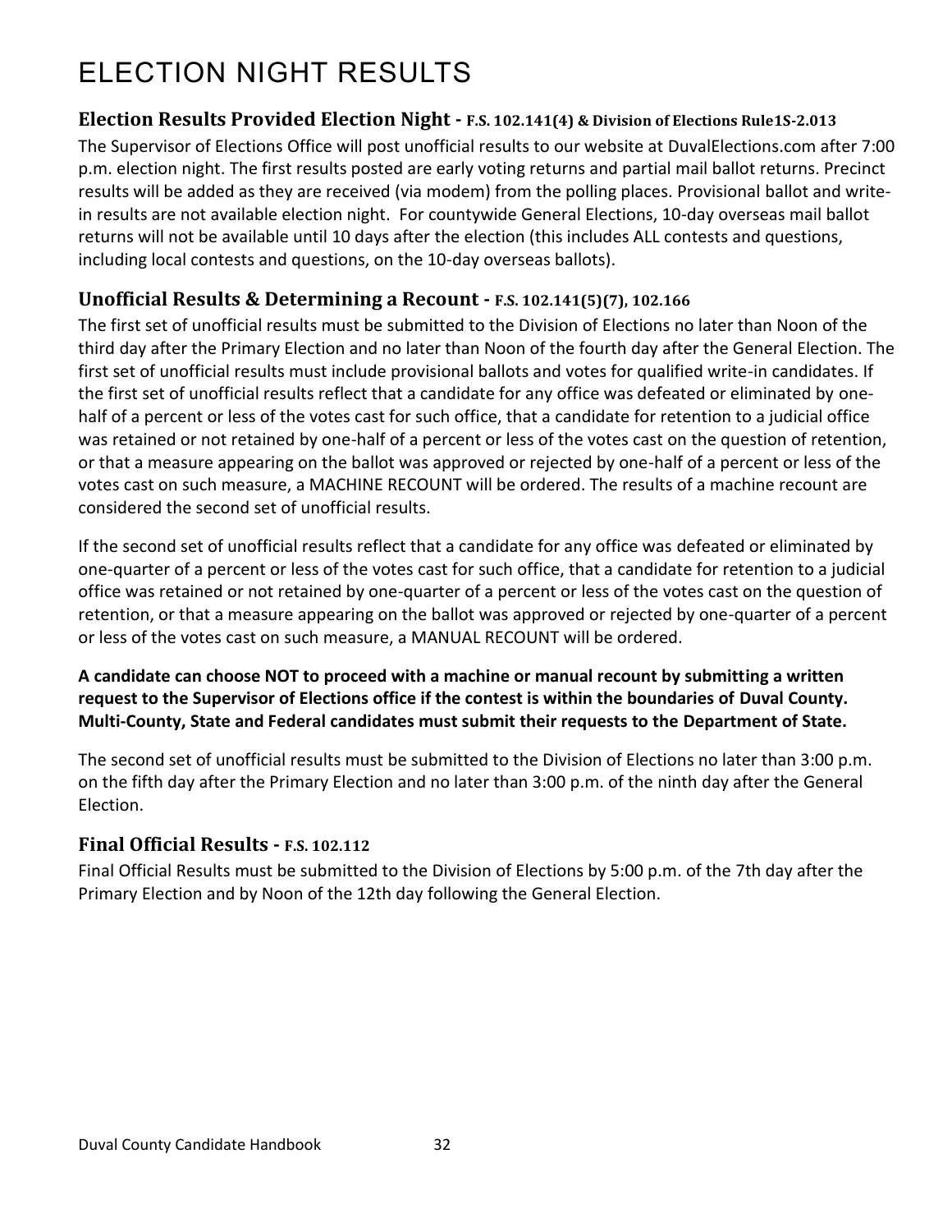# ELECTION NIGHT RESULTS

## Election Results Provided Election Night - F.S. 102.141(4) & Division of Elections Rule1S-2.013

The Supervisor of Elections Office will post unofficial results to our website at DuvalElections.com after 7:00 p.m. election night. The first results posted are early voting returns and partial mail ballot returns. Precinct results will be added as they are received (via modem) from the polling places. Provisional ballot and write-in results are not available election night. For countywide General Elections, 10-day overseas mail ballot returns will not be available until 10 days after the election (this includes ALL contests and questions, including local contests and questions, on the 10-day overseas ballots).

## Unofficial Results & Determining a Recount - F.S. 102.141(5)(7), 102.166

The first set of unofficial results must be submitted to the Division of Elections no later than Noon of the third day after the Primary Election and no later than Noon of the fourth day after the General Election. The first set of unofficial results must include provisional ballots and votes for qualified write-in candidates. If the first set of unofficial results reflect that a candidate for any office was defeated or eliminated by one-half of a percent or less of the votes cast for such office, that a candidate for retention to a judicial office was retained or not retained by one-half of a percent or less of the votes cast on the question of retention, or that a measure appearing on the ballot was approved or rejected by one-half of a percent or less of the votes cast on such measure, a MACHINE RECOUNT will be ordered. The results of a machine recount are considered the second set of unofficial results.

If the second set of unofficial results reflect that a candidate for any office was defeated or eliminated by one-quarter of a percent or less of the votes cast for such office, that a candidate for retention to a judicial office was retained or not retained by one-quarter of a percent or less of the votes cast on the question of retention, or that a measure appearing on the ballot was approved or rejected by one-quarter of a percent or less of the votes cast on such measure, a MANUAL RECOUNT will be ordered.

**A candidate can choose NOT to proceed with a machine or manual recount by submitting a written request to the Supervisor of Elections office if the contest is within the boundaries of Duval County. Multi-County, State and Federal candidates must submit their requests to the Department of State.**

The second set of unofficial results must be submitted to the Division of Elections no later than 3:00 p.m. on the fifth day after the Primary Election and no later than 3:00 p.m. of the ninth day after the General Election.

## Final Official Results - F.S. 102.112

Final Official Results must be submitted to the Division of Elections by 5:00 p.m. of the 7th day after the Primary Election and by Noon of the 12th day following the General Election.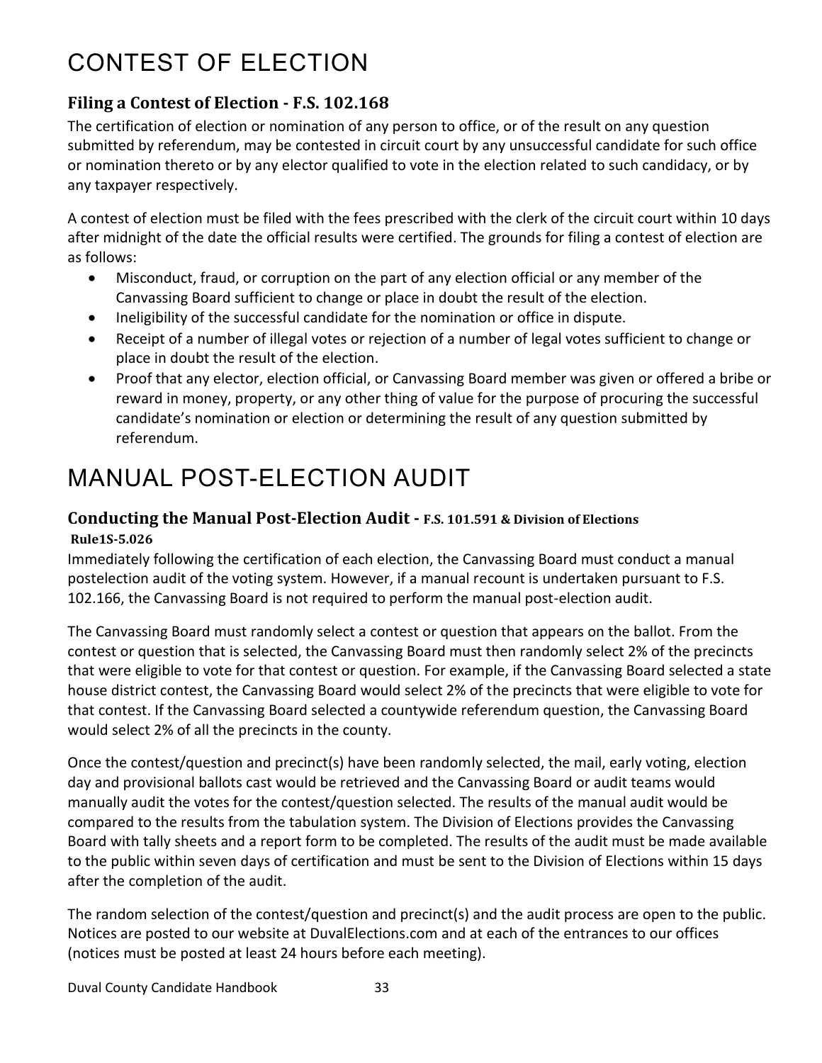# CONTEST OF ELECTION

### Filing a Contest of Election - F.S. 102.168

The certification of election or nomination of any person to office, or of the result on any question submitted by referendum, may be contested in circuit court by any unsuccessful candidate for such office or nomination thereto or by any elector qualified to vote in the election related to such candidacy, or by any taxpayer respectively.

A contest of election must be filed with the fees prescribed with the clerk of the circuit court within 10 days after midnight of the date the official results were certified. The grounds for filing a contest of election are as follows:

- Misconduct, fraud, or corruption on the part of any election official or any member of the Canvassing Board sufficient to change or place in doubt the result of the election.
- Ineligibility of the successful candidate for the nomination or office in dispute.
- Receipt of a number of illegal votes or rejection of a number of legal votes sufficient to change or place in doubt the result of the election.
- Proof that any elector, election official, or Canvassing Board member was given or offered a bribe or reward in money, property, or any other thing of value for the purpose of procuring the successful candidate's nomination or election or determining the result of any question submitted by referendum.

# MANUAL POST-ELECTION AUDIT

### Conducting the Manual Post-Election Audit - F.S. 101.591 & Division of Elections Rule1S-5.026

Immediately following the certification of each election, the Canvassing Board must conduct a manual postelection audit of the voting system. However, if a manual recount is undertaken pursuant to F.S. 102.166, the Canvassing Board is not required to perform the manual post-election audit.

The Canvassing Board must randomly select a contest or question that appears on the ballot. From the contest or question that is selected, the Canvassing Board must then randomly select 2% of the precincts that were eligible to vote for that contest or question. For example, if the Canvassing Board selected a state house district contest, the Canvassing Board would select 2% of the precincts that were eligible to vote for that contest. If the Canvassing Board selected a countywide referendum question, the Canvassing Board would select 2% of all the precincts in the county.

Once the contest/question and precinct(s) have been randomly selected, the mail, early voting, election day and provisional ballots cast would be retrieved and the Canvassing Board or audit teams would manually audit the votes for the contest/question selected. The results of the manual audit would be compared to the results from the tabulation system. The Division of Elections provides the Canvassing Board with tally sheets and a report form to be completed. The results of the audit must be made available to the public within seven days of certification and must be sent to the Division of Elections within 15 days after the completion of the audit.

The random selection of the contest/question and precinct(s) and the audit process are open to the public. Notices are posted to our website at DuvalElections.com and at each of the entrances to our offices (notices must be posted at least 24 hours before each meeting).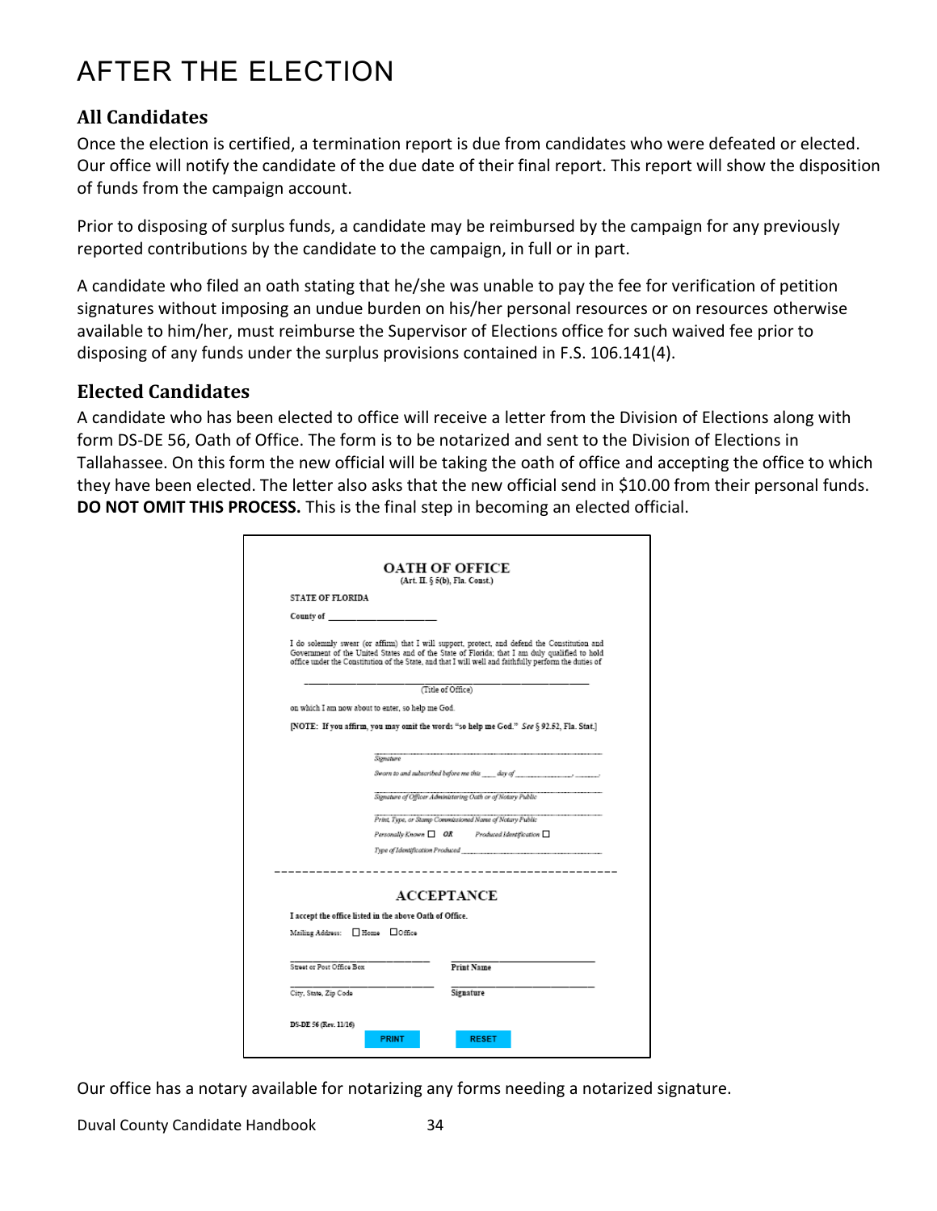# AFTER THE ELECTION

## All Candidates

Once the election is certified, a termination report is due from candidates who were defeated or elected. Our office will notify the candidate of the due date of their final report. This report will show the disposition of funds from the campaign account.

Prior to disposing of surplus funds, a candidate may be reimbursed by the campaign for any previously reported contributions by the candidate to the campaign, in full or in part.

A candidate who filed an oath stating that he/she was unable to pay the fee for verification of petition signatures without imposing an undue burden on his/her personal resources or on resources otherwise available to him/her, must reimburse the Supervisor of Elections office for such waived fee prior to disposing of any funds under the surplus provisions contained in F.S. 106.141(4).

## Elected Candidates

A candidate who has been elected to office will receive a letter from the Division of Elections along with form DS-DE 56, Oath of Office. The form is to be notarized and sent to the Division of Elections in Tallahassee. On this form the new official will be taking the oath of office and accepting the office to which they have been elected. The letter also asks that the new official send in $10.00 from their personal funds. **DO NOT OMIT THIS PROCESS.** This is the final step in becoming an elected official.

**OATH OF OFFICE**
(Art. II. § 5(b), Fla. Const.)

STATE OF FLORIDA

County of ____________________

I do solemnly swear (or affirm) that I will support, protect, and defend the Constitution and Government of the United States and of the State of Florida; that I am duly qualified to hold office under the Constitution of the State, and that I will well and faithfully perform the duties of

______________________________________________
(Title of Office)

on which I am now about to enter, so help me God.

**[NOTE: If you affirm, you may omit the words "so help me God." *See* § 92.52, Fla. Stat.]**

______________________________________________
*Signature*

*Sworn to and subscribed before me this ____ day of ________________, ______.*

______________________________________________
*Signature of Officer Administering Oath or of Notary Public*

______________________________________________
*Print, Type, or Stamp Commissioned Name of Notary Public*

*Personally Known* ☐ **OR** *Produced Identification* ☐

*Type of Identification Produced* ______________________________

- - - - - - - - - - - - - - - - - - - - - - - - - - - - - - - - - - - - - - - -

**ACCEPTANCE**

**I accept the office listed in the above Oath of Office.**

Mailing Address: ☐ Home ☐ Office

______________________________ ______________________________
Street or Post Office Box **Print Name**

______________________________ ______________________________
City, State, Zip Code **Signature**

DS-DE 56 (Rev. 11/16)

PRINT RESET

Our office has a notary available for notarizing any forms needing a notarized signature.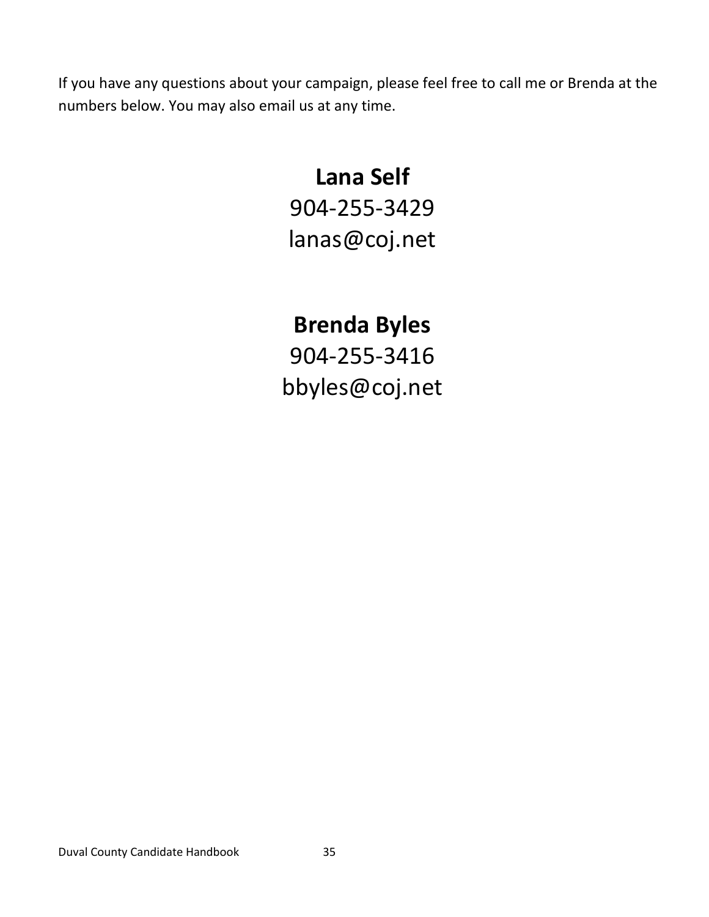If you have any questions about your campaign, please feel free to call me or Brenda at the numbers below. You may also email us at any time.

**Lana Self**
904-255-3429
lanas@coj.net

**Brenda Byles**
904-255-3416
bbyles@coj.net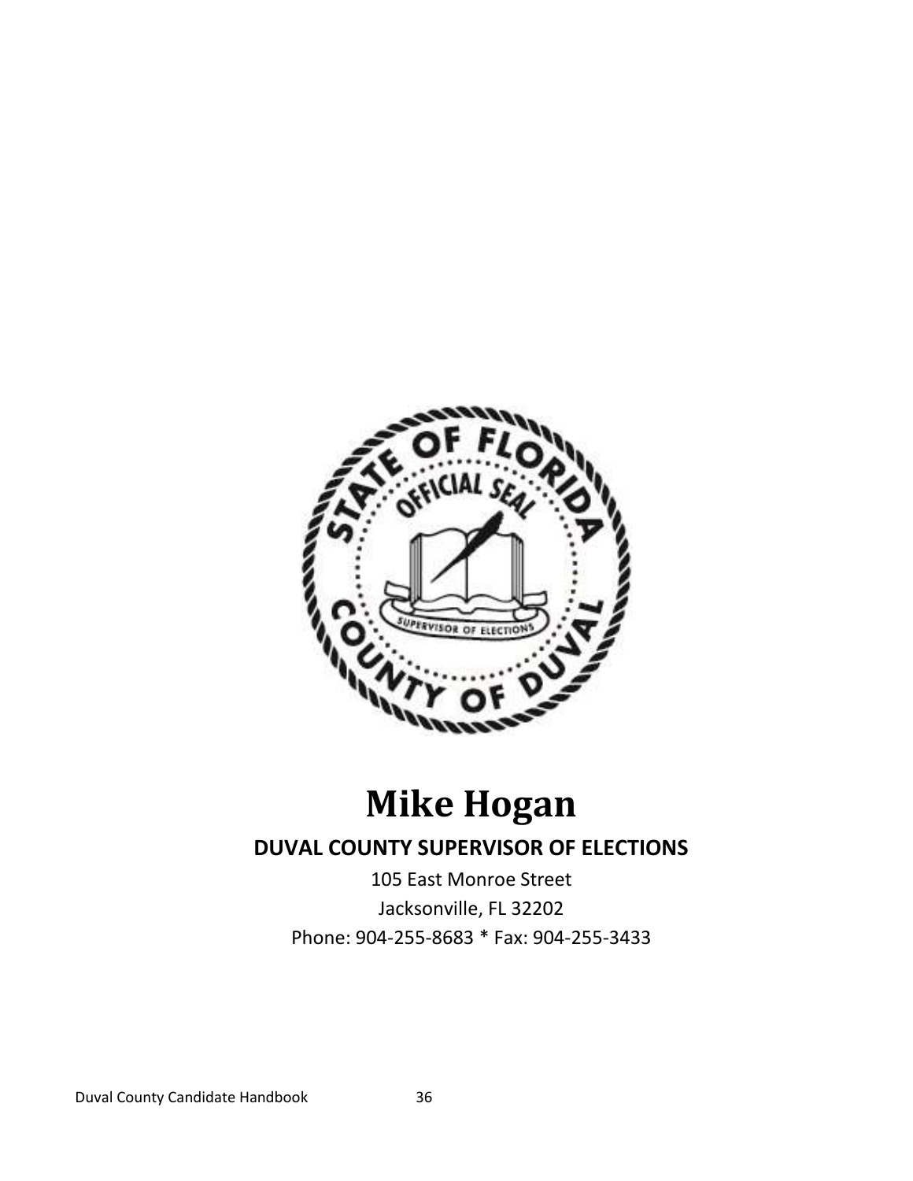# Mike Hogan

## DUVAL COUNTY SUPERVISOR OF ELECTIONS

105 East Monroe Street

Jacksonville, FL 32202

Phone: 904-255-8683 * Fax: 904-255-3433